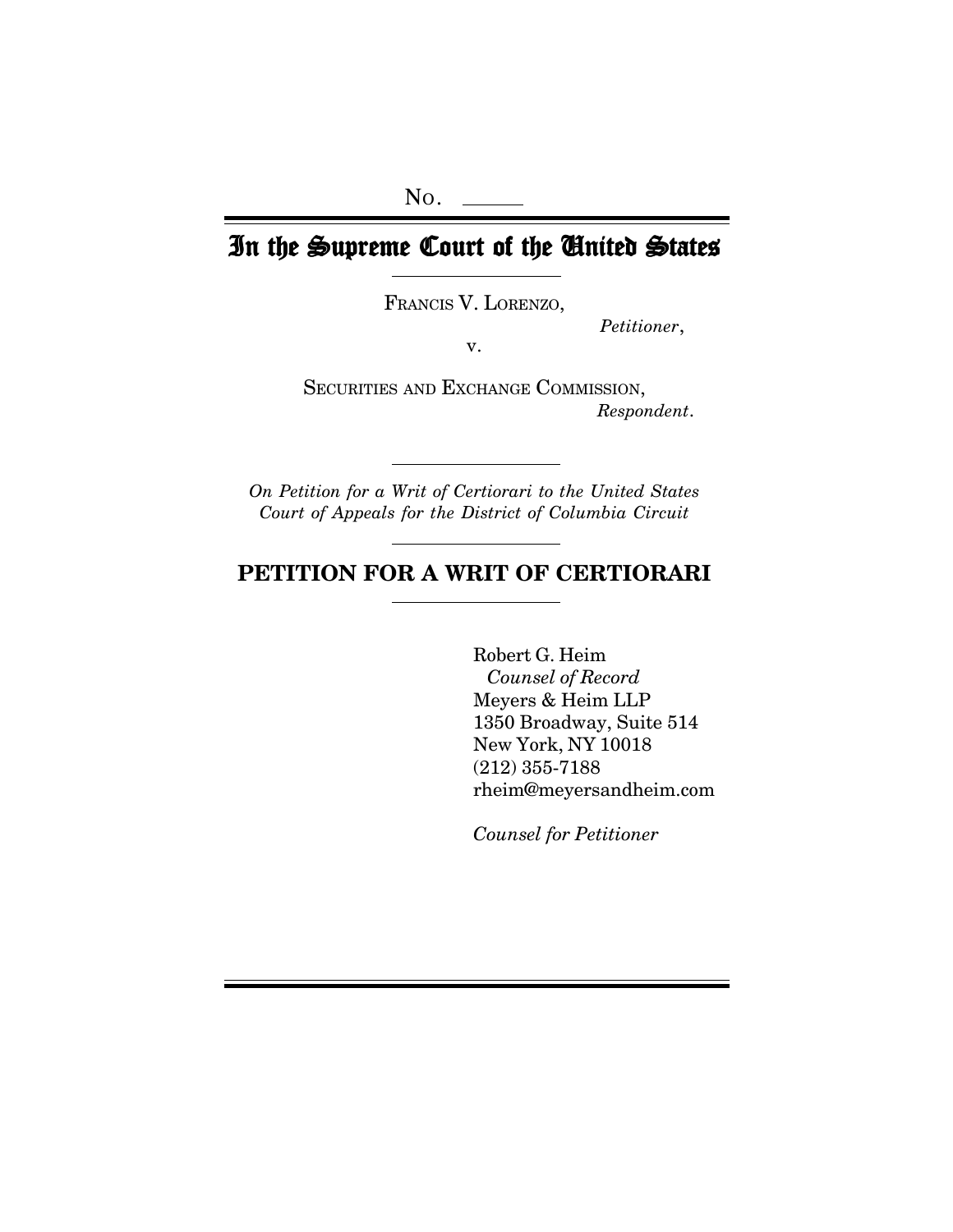No. \_\_\_\_\_

# In the Supreme Court of the United States

FRANCIS V. LORENZO,

*Petitioner*,

v.

SECURITIES AND EXCHANGE COMMISSION,

*Respondent*.

*On Petition for a Writ of Certiorari to the United States Court of Appeals for the District of Columbia Circuit*

## PETITION FOR A WRIT OF CERTIORARI

Robert G. Heim
*Counsel of Record*
Meyers & Heim LLP
1350 Broadway, Suite 514
New York, NY 10018
(212) 355-7188
rheim@meyersandheim.com

*Counsel for Petitioner*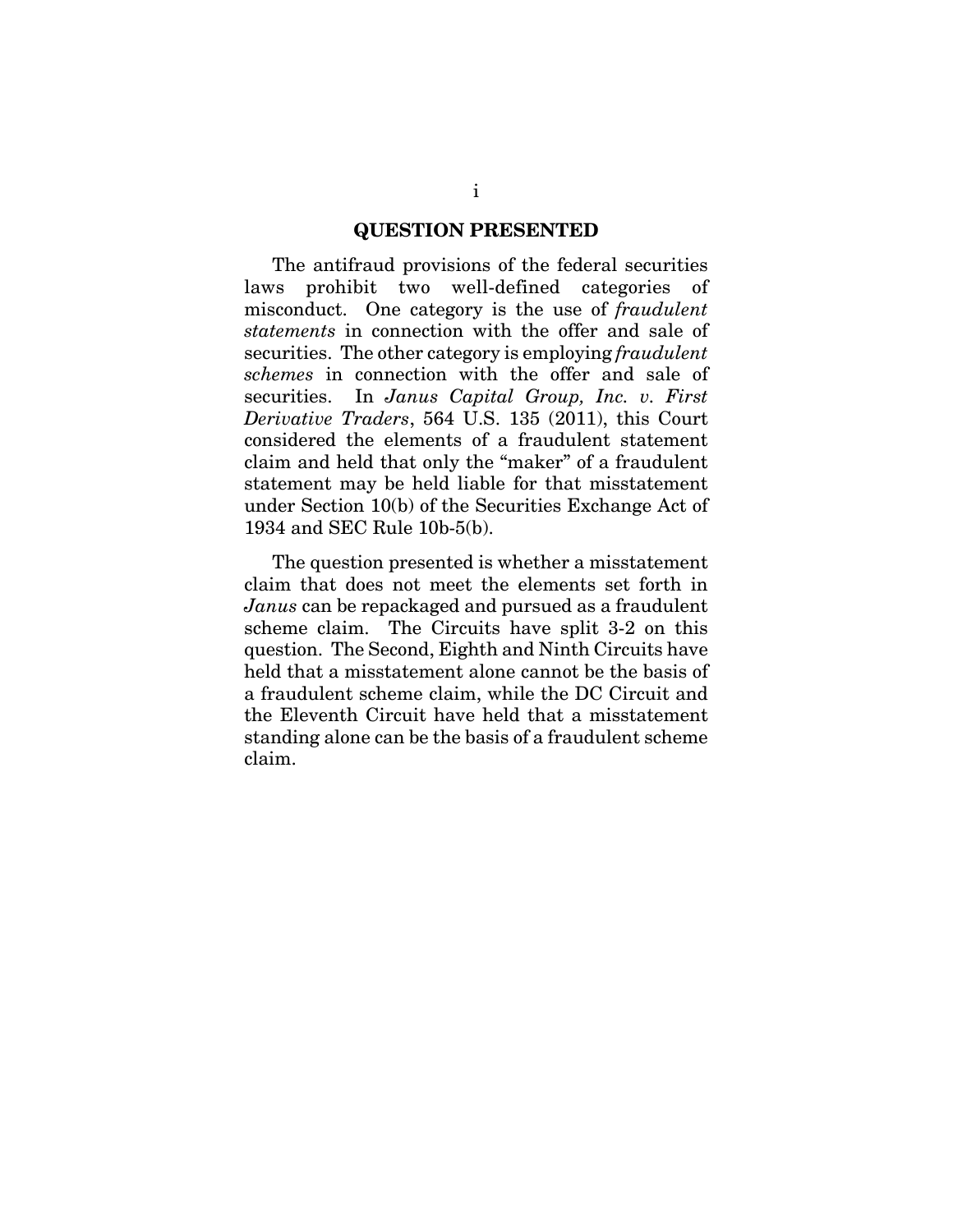## QUESTION PRESENTED

The antifraud provisions of the federal securities laws prohibit two well-defined categories of misconduct. One category is the use of *fraudulent statements* in connection with the offer and sale of securities. The other category is employing *fraudulent schemes* in connection with the offer and sale of securities. In *Janus Capital Group, Inc. v. First Derivative Traders*, 564 U.S. 135 (2011), this Court considered the elements of a fraudulent statement claim and held that only the "maker" of a fraudulent statement may be held liable for that misstatement under Section 10(b) of the Securities Exchange Act of 1934 and SEC Rule 10b-5(b).

The question presented is whether a misstatement claim that does not meet the elements set forth in *Janus* can be repackaged and pursued as a fraudulent scheme claim. The Circuits have split 3-2 on this question. The Second, Eighth and Ninth Circuits have held that a misstatement alone cannot be the basis of a fraudulent scheme claim, while the DC Circuit and the Eleventh Circuit have held that a misstatement standing alone can be the basis of a fraudulent scheme claim.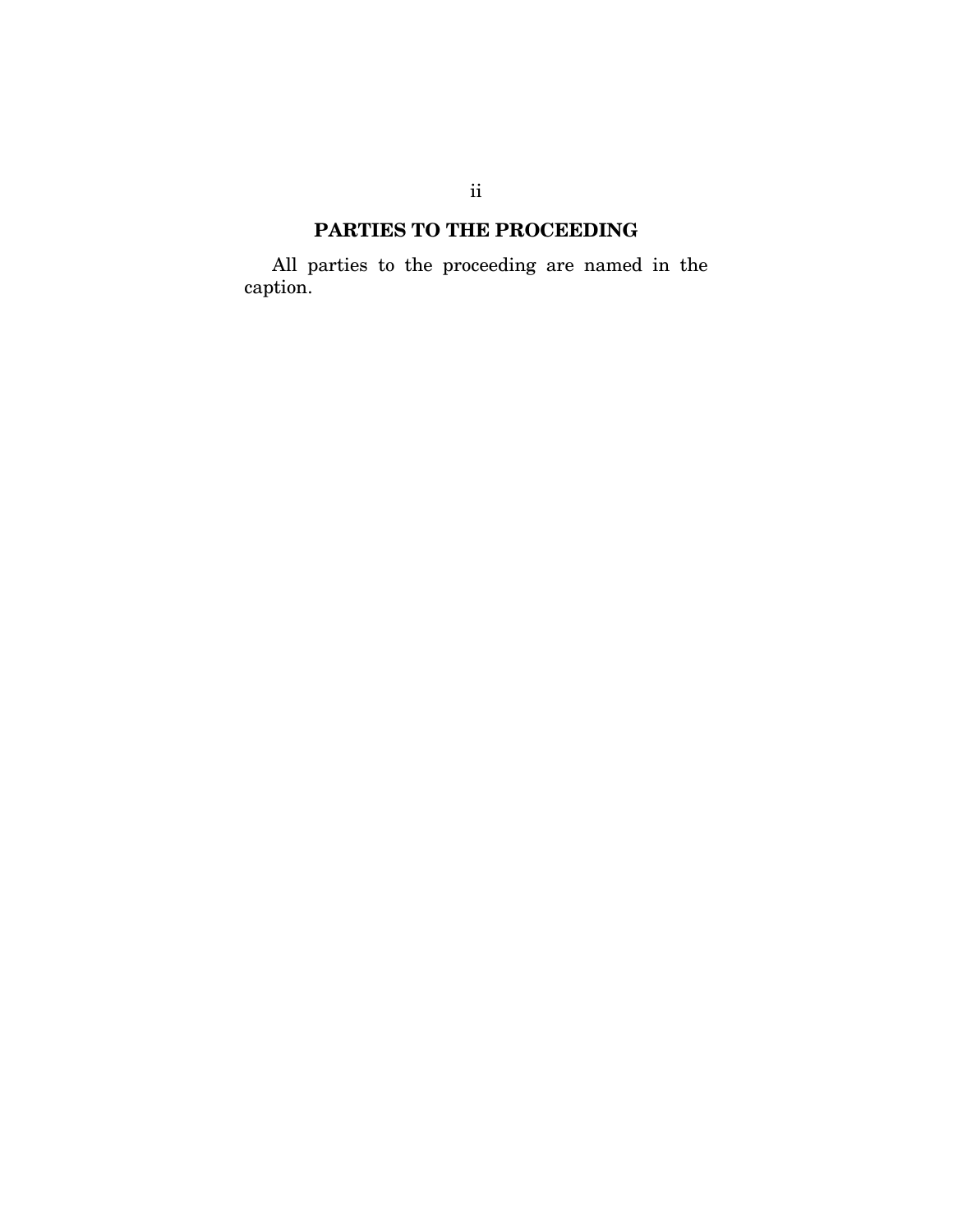## PARTIES TO THE PROCEEDING

All parties to the proceeding are named in the caption.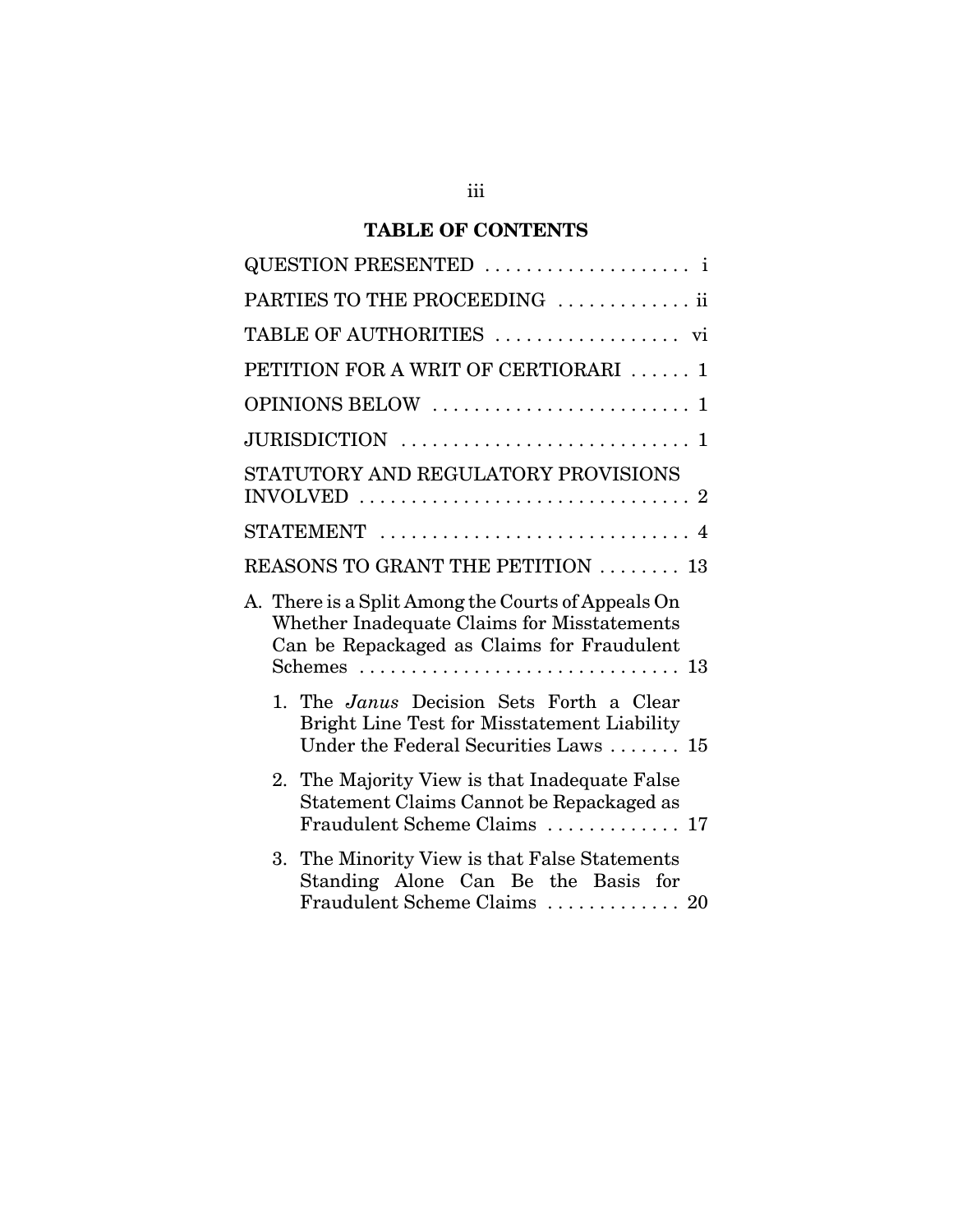**TABLE OF CONTENTS**

QUESTION PRESENTED . . . . . . . . . . . . . . . . . . . i

PARTIES TO THE PROCEEDING . . . . . . . . . . . . ii

TABLE OF AUTHORITIES . . . . . . . . . . . . . . . . . vi

PETITION FOR A WRIT OF CERTIORARI . . . . . . 1

OPINIONS BELOW . . . . . . . . . . . . . . . . . . . . . . . 1

JURISDICTION . . . . . . . . . . . . . . . . . . . . . . . . . . 1

STATUTORY AND REGULATORY PROVISIONS INVOLVED . . . . . . . . . . . . . . . . . . . . . . . . . . . . . . 2

STATEMENT . . . . . . . . . . . . . . . . . . . . . . . . . . . . 4

REASONS TO GRANT THE PETITION . . . . . . . . 13

A. There is a Split Among the Courts of Appeals On Whether Inadequate Claims for Misstatements Can be Repackaged as Claims for Fraudulent Schemes . . . . . . . . . . . . . . . . . . . . . . . . . . . . . . 13

   1. The *Janus* Decision Sets Forth a Clear Bright Line Test for Misstatement Liability Under the Federal Securities Laws . . . . . . . 15

   2. The Majority View is that Inadequate False Statement Claims Cannot be Repackaged as Fraudulent Scheme Claims . . . . . . . . . . . . . 17

   3. The Minority View is that False Statements Standing Alone Can Be the Basis for Fraudulent Scheme Claims . . . . . . . . . . . . . 20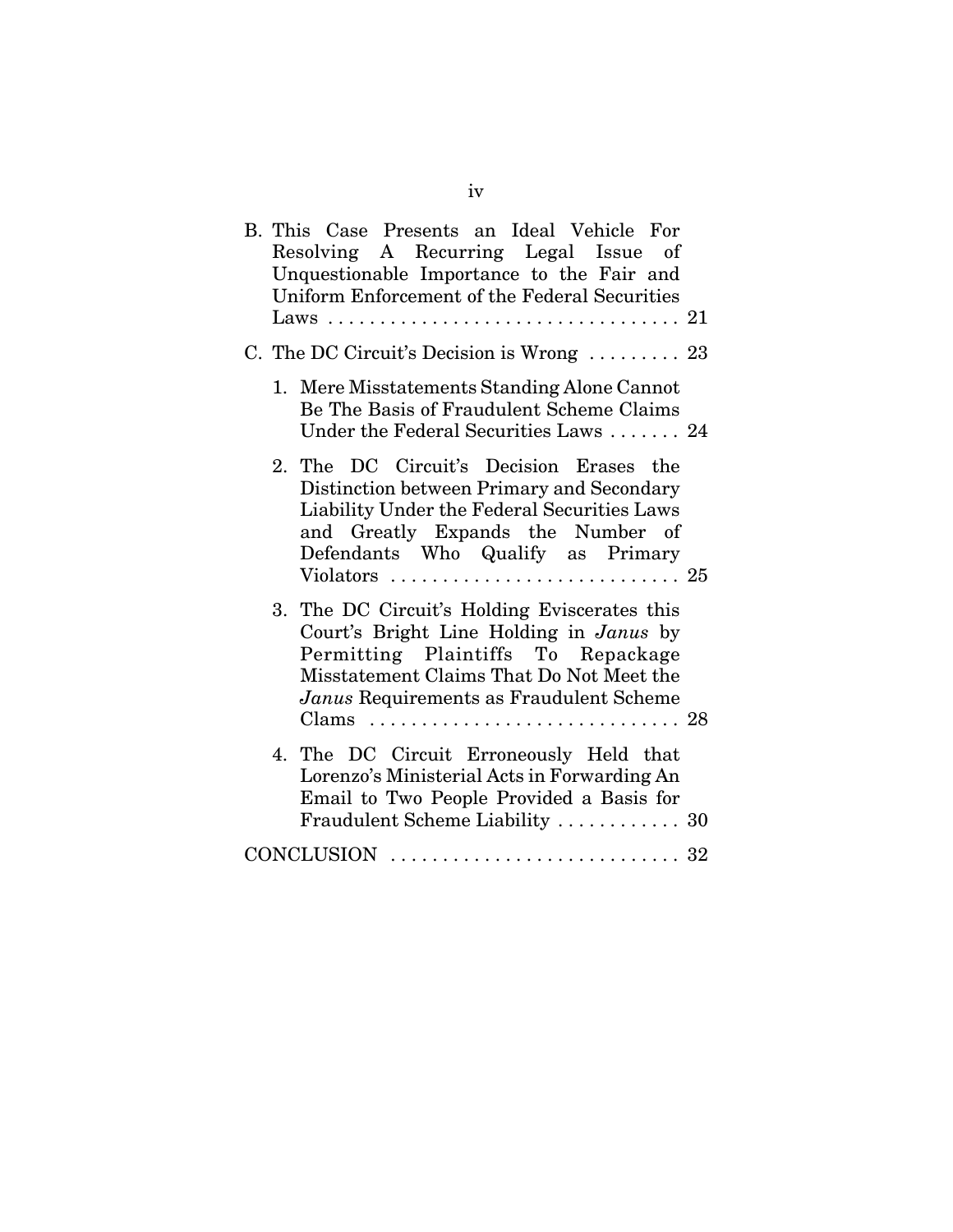B. This Case Presents an Ideal Vehicle For Resolving A Recurring Legal Issue of Unquestionable Importance to the Fair and Uniform Enforcement of the Federal Securities Laws . . . . . . . . . . . . . . . . . . . . . . . . . . . . . . . . . 21

C. The DC Circuit's Decision is Wrong . . . . . . . . . 23

   1. Mere Misstatements Standing Alone Cannot Be The Basis of Fraudulent Scheme Claims Under the Federal Securities Laws . . . . . . . 24

   2. The DC Circuit's Decision Erases the Distinction between Primary and Secondary Liability Under the Federal Securities Laws and Greatly Expands the Number of Defendants Who Qualify as Primary Violators . . . . . . . . . . . . . . . . . . . . . . . . . . . . 25

   3. The DC Circuit's Holding Eviscerates this Court's Bright Line Holding in *Janus* by Permitting Plaintiffs To Repackage Misstatement Claims That Do Not Meet the *Janus* Requirements as Fraudulent Scheme Clams . . . . . . . . . . . . . . . . . . . . . . . . . . . . . . 28

   4. The DC Circuit Erroneously Held that Lorenzo's Ministerial Acts in Forwarding An Email to Two People Provided a Basis for Fraudulent Scheme Liability . . . . . . . . . . . . 30

CONCLUSION . . . . . . . . . . . . . . . . . . . . . . . . . . . . 32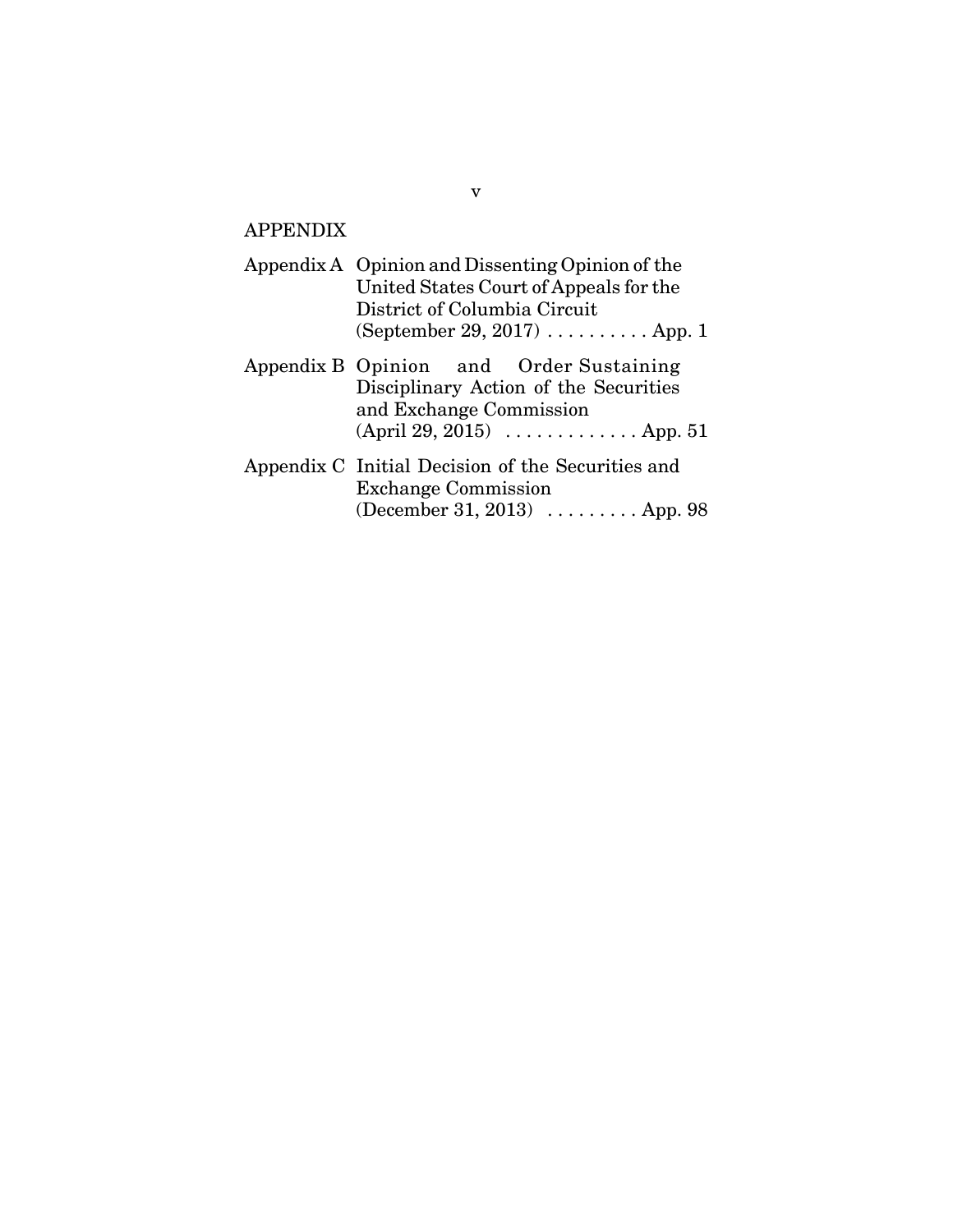## APPENDIX

| | | |
|---|---|---|
| Appendix A | Opinion and Dissenting Opinion of the United States Court of Appeals for the District of Columbia Circuit (September 29, 2017) | App. 1 |
| Appendix B | Opinion and Order Sustaining Disciplinary Action of the Securities and Exchange Commission (April 29, 2015) | App. 51 |
| Appendix C | Initial Decision of the Securities and Exchange Commission (December 31, 2013) | App. 98 |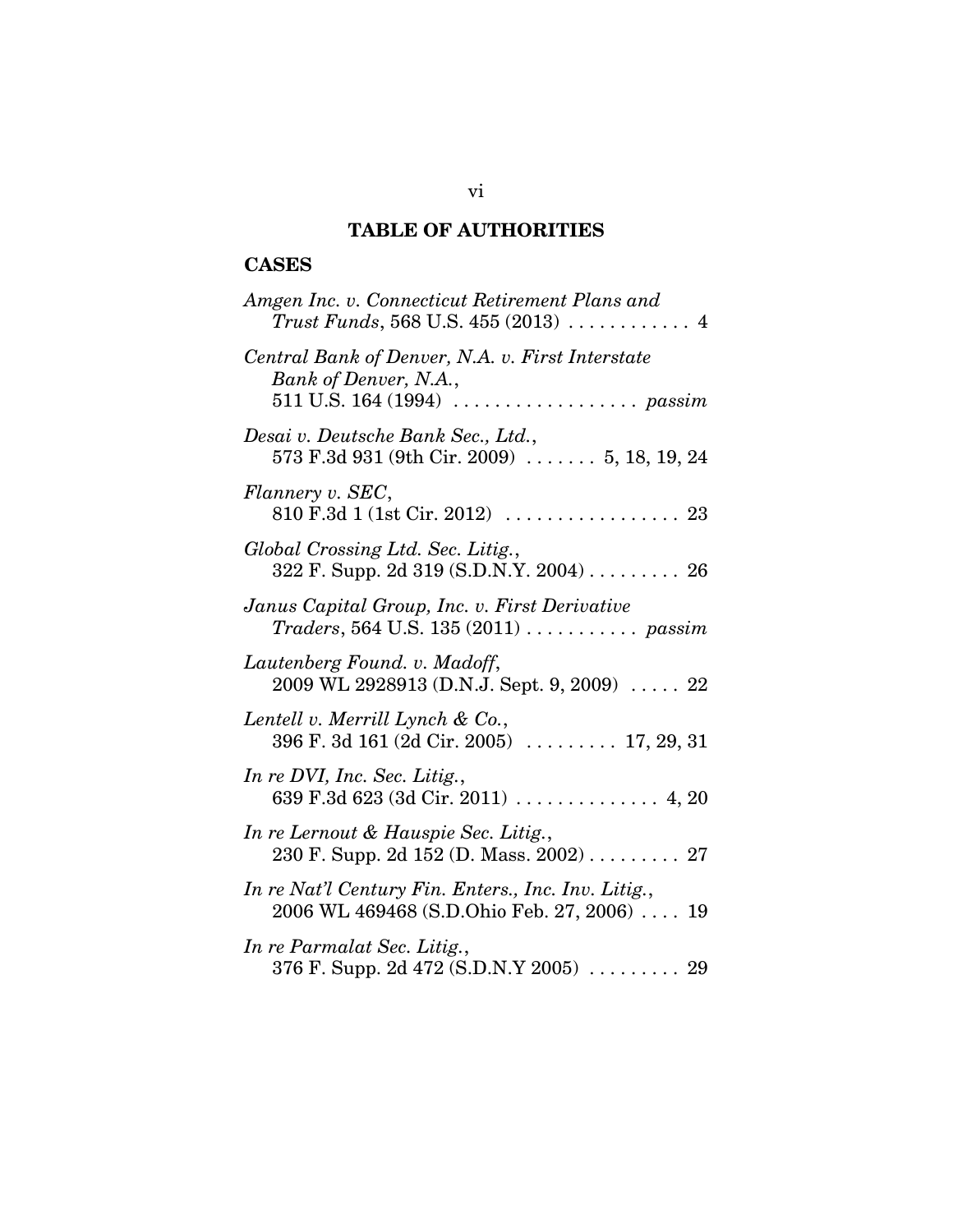## TABLE OF AUTHORITIES

### CASES

*Amgen Inc. v. Connecticut Retirement Plans and Trust Funds*, 568 U.S. 455 (2013) . . . . . . . . . . . . 4

*Central Bank of Denver, N.A. v. First Interstate Bank of Denver, N.A.*, 511 U.S. 164 (1994) . . . . . . . . . . . . . . . . . . *passim*

*Desai v. Deutsche Bank Sec., Ltd.*, 573 F.3d 931 (9th Cir. 2009) . . . . . . . 5, 18, 19, 24

*Flannery v. SEC*, 810 F.3d 1 (1st Cir. 2012) . . . . . . . . . . . . . . . . . 23

*Global Crossing Ltd. Sec. Litig.*, 322 F. Supp. 2d 319 (S.D.N.Y. 2004) . . . . . . . . . 26

*Janus Capital Group, Inc. v. First Derivative Traders*, 564 U.S. 135 (2011) . . . . . . . . . . . *passim*

*Lautenberg Found. v. Madoff*, 2009 WL 2928913 (D.N.J. Sept. 9, 2009) . . . . . 22

*Lentell v. Merrill Lynch & Co.*, 396 F. 3d 161 (2d Cir. 2005) . . . . . . . . . 17, 29, 31

*In re DVI, Inc. Sec. Litig.*, 639 F.3d 623 (3d Cir. 2011) . . . . . . . . . . . . . . 4, 20

*In re Lernout & Hauspie Sec. Litig.*, 230 F. Supp. 2d 152 (D. Mass. 2002) . . . . . . . . . 27

*In re Nat'l Century Fin. Enters., Inc. Inv. Litig.*, 2006 WL 469468 (S.D.Ohio Feb. 27, 2006) . . . . 19

*In re Parmalat Sec. Litig.*, 376 F. Supp. 2d 472 (S.D.N.Y 2005) . . . . . . . . . 29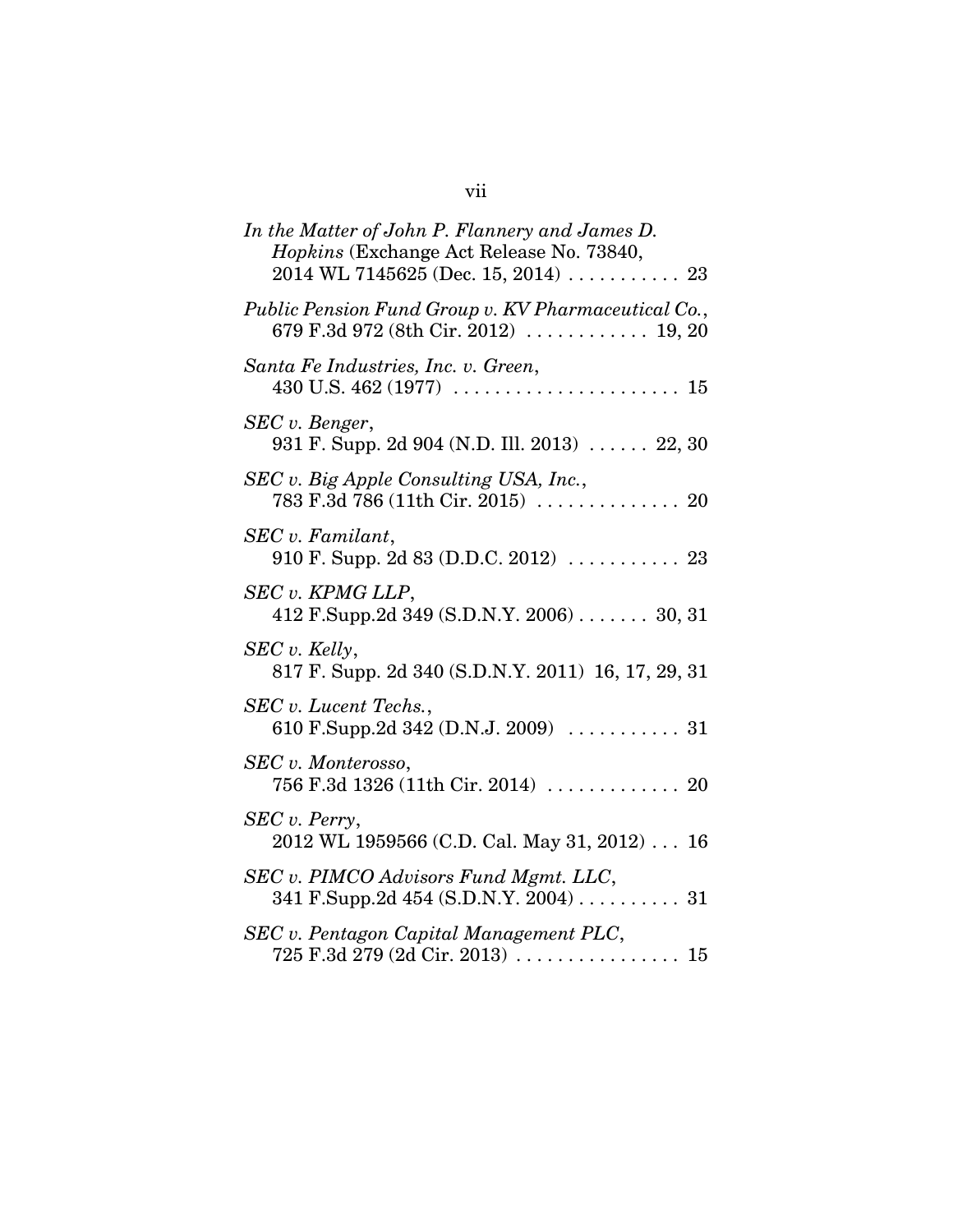*In the Matter of John P. Flannery and James D. Hopkins* (Exchange Act Release No. 73840, 2014 WL 7145625 (Dec. 15, 2014) . . . . . . . . . . . 23

*Public Pension Fund Group v. KV Pharmaceutical Co.*, 679 F.3d 972 (8th Cir. 2012) . . . . . . . . . . . . 19, 20

*Santa Fe Industries, Inc. v. Green*, 430 U.S. 462 (1977) . . . . . . . . . . . . . . . . . . . . . . 15

*SEC v. Benger*, 931 F. Supp. 2d 904 (N.D. Ill. 2013) . . . . . . 22, 30

*SEC v. Big Apple Consulting USA, Inc.*, 783 F.3d 786 (11th Cir. 2015) . . . . . . . . . . . . . . 20

*SEC v. Familant*, 910 F. Supp. 2d 83 (D.D.C. 2012) . . . . . . . . . . . 23

*SEC v. KPMG LLP*, 412 F.Supp.2d 349 (S.D.N.Y. 2006) . . . . . . . 30, 31

*SEC v. Kelly*, 817 F. Supp. 2d 340 (S.D.N.Y. 2011) 16, 17, 29, 31

*SEC v. Lucent Techs.*, 610 F.Supp.2d 342 (D.N.J. 2009) . . . . . . . . . . . 31

*SEC v. Monterosso*, 756 F.3d 1326 (11th Cir. 2014) . . . . . . . . . . . . . 20

*SEC v. Perry*, 2012 WL 1959566 (C.D. Cal. May 31, 2012) . . . 16

*SEC v. PIMCO Advisors Fund Mgmt. LLC*, 341 F.Supp.2d 454 (S.D.N.Y. 2004) . . . . . . . . . . 31

*SEC v. Pentagon Capital Management PLC*, 725 F.3d 279 (2d Cir. 2013) . . . . . . . . . . . . . . . . 15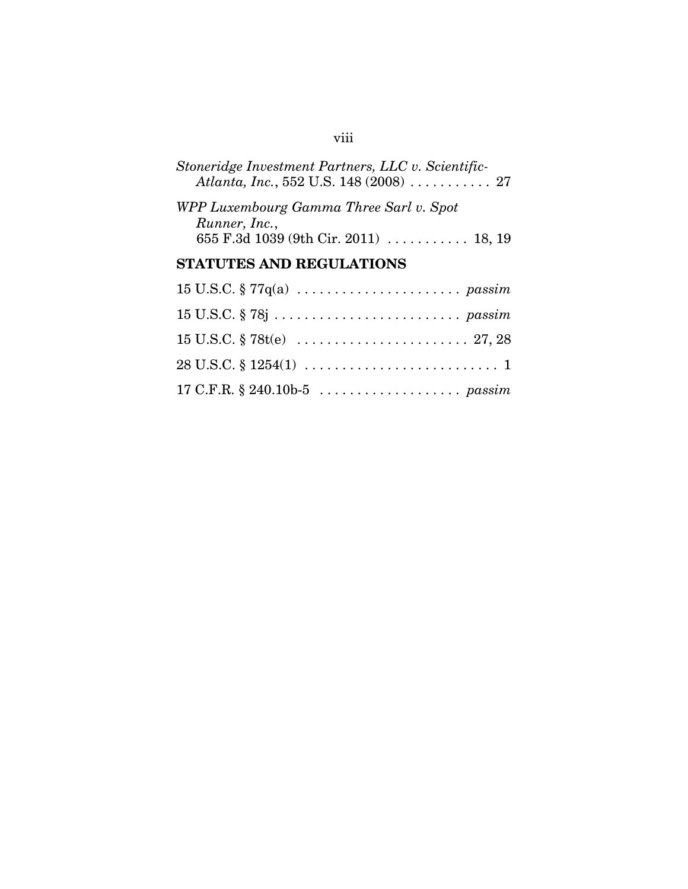*Stoneridge Investment Partners, LLC v. Scientific-Atlanta, Inc.*, 552 U.S. 148 (2008) . . . . . . . . . . . 27

*WPP Luxembourg Gamma Three Sarl v. Spot Runner, Inc.*, 655 F.3d 1039 (9th Cir. 2011) . . . . . . . . . . . 18, 19

## STATUTES AND REGULATIONS

15 U.S.C. § 77q(a) . . . . . . . . . . . . . . . . . . . . . . *passim*

15 U.S.C. § 78j . . . . . . . . . . . . . . . . . . . . . . . . . *passim*

15 U.S.C. § 78t(e) . . . . . . . . . . . . . . . . . . . . . . . 27, 28

28 U.S.C. § 1254(1) . . . . . . . . . . . . . . . . . . . . . . . . . . 1

17 C.F.R. § 240.10b-5 . . . . . . . . . . . . . . . . . . . *passim*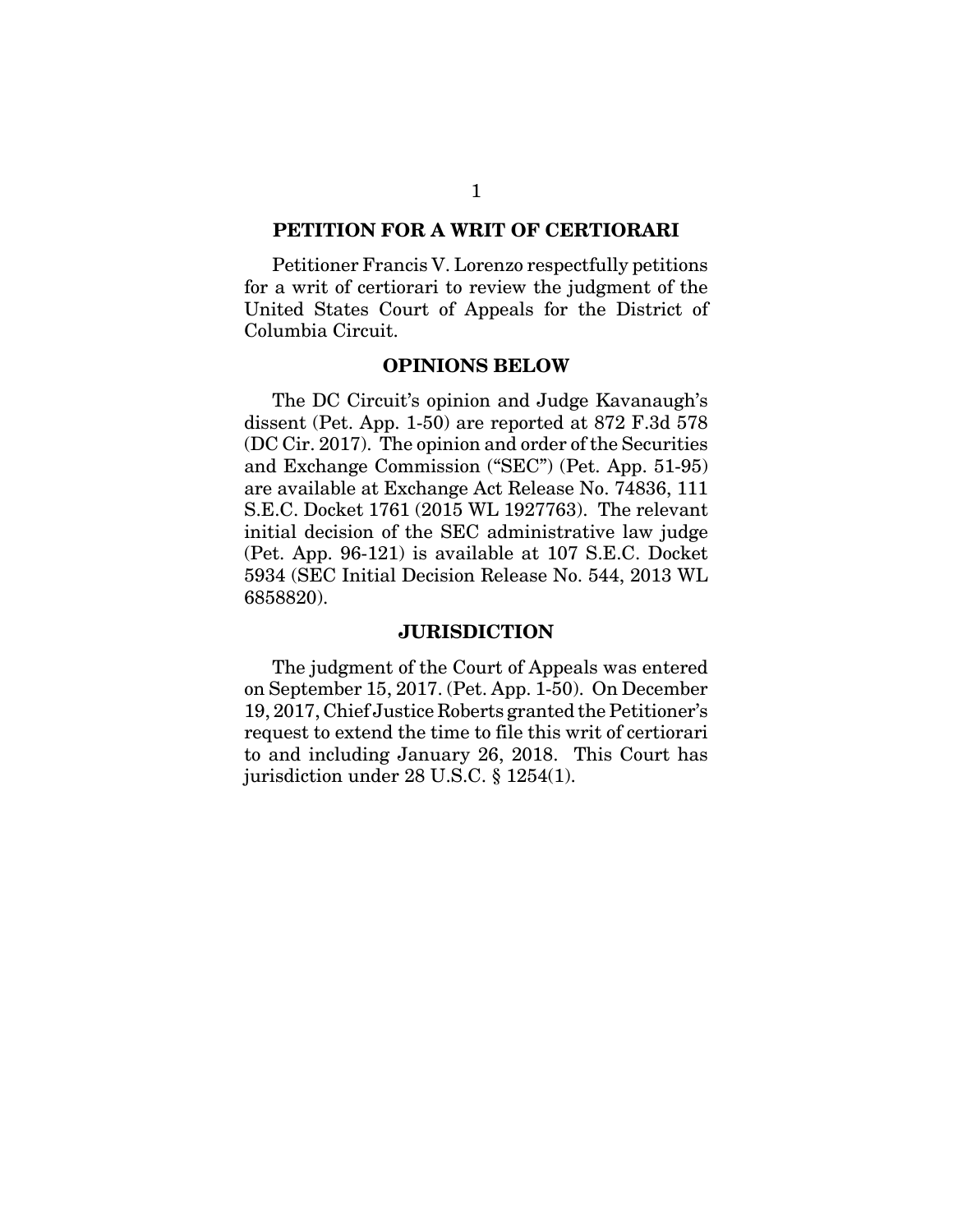## PETITION FOR A WRIT OF CERTIORARI

Petitioner Francis V. Lorenzo respectfully petitions for a writ of certiorari to review the judgment of the United States Court of Appeals for the District of Columbia Circuit.

## OPINIONS BELOW

The DC Circuit's opinion and Judge Kavanaugh's dissent (Pet. App. 1-50) are reported at 872 F.3d 578 (DC Cir. 2017). The opinion and order of the Securities and Exchange Commission ("SEC") (Pet. App. 51-95) are available at Exchange Act Release No. 74836, 111 S.E.C. Docket 1761 (2015 WL 1927763). The relevant initial decision of the SEC administrative law judge (Pet. App. 96-121) is available at 107 S.E.C. Docket 5934 (SEC Initial Decision Release No. 544, 2013 WL 6858820).

## JURISDICTION

The judgment of the Court of Appeals was entered on September 15, 2017. (Pet. App. 1-50). On December 19, 2017, Chief Justice Roberts granted the Petitioner's request to extend the time to file this writ of certiorari to and including January 26, 2018. This Court has jurisdiction under 28 U.S.C. § 1254(1).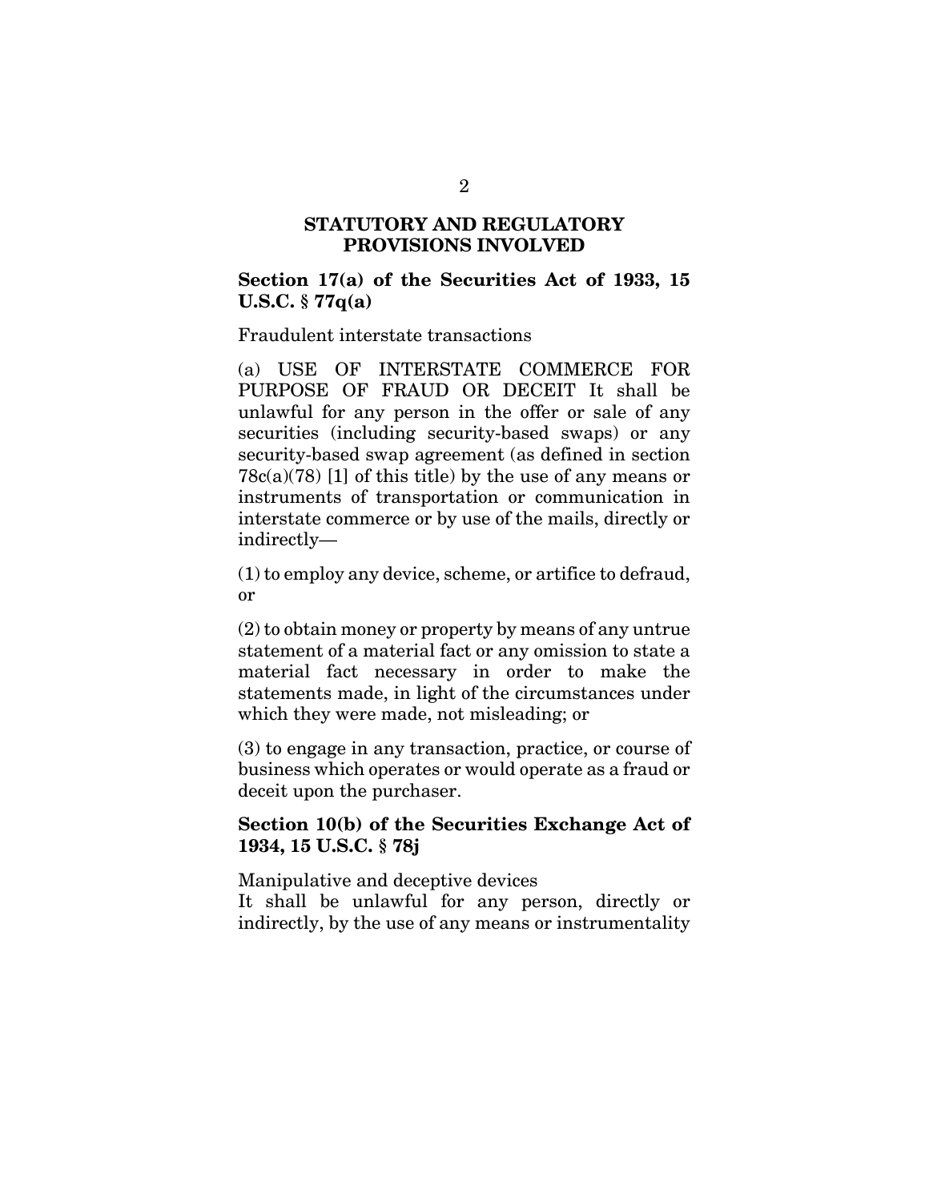## STATUTORY AND REGULATORY PROVISIONS INVOLVED

### Section 17(a) of the Securities Act of 1933, 15 U.S.C. § 77q(a)

Fraudulent interstate transactions

(a) USE OF INTERSTATE COMMERCE FOR PURPOSE OF FRAUD OR DECEIT It shall be unlawful for any person in the offer or sale of any securities (including security-based swaps) or any security-based swap agreement (as defined in section 78c(a)(78) [1] of this title) by the use of any means or instruments of transportation or communication in interstate commerce or by use of the mails, directly or indirectly—

(1) to employ any device, scheme, or artifice to defraud, or

(2) to obtain money or property by means of any untrue statement of a material fact or any omission to state a material fact necessary in order to make the statements made, in light of the circumstances under which they were made, not misleading; or

(3) to engage in any transaction, practice, or course of business which operates or would operate as a fraud or deceit upon the purchaser.

### Section 10(b) of the Securities Exchange Act of 1934, 15 U.S.C. § 78j

Manipulative and deceptive devices

It shall be unlawful for any person, directly or indirectly, by the use of any means or instrumentality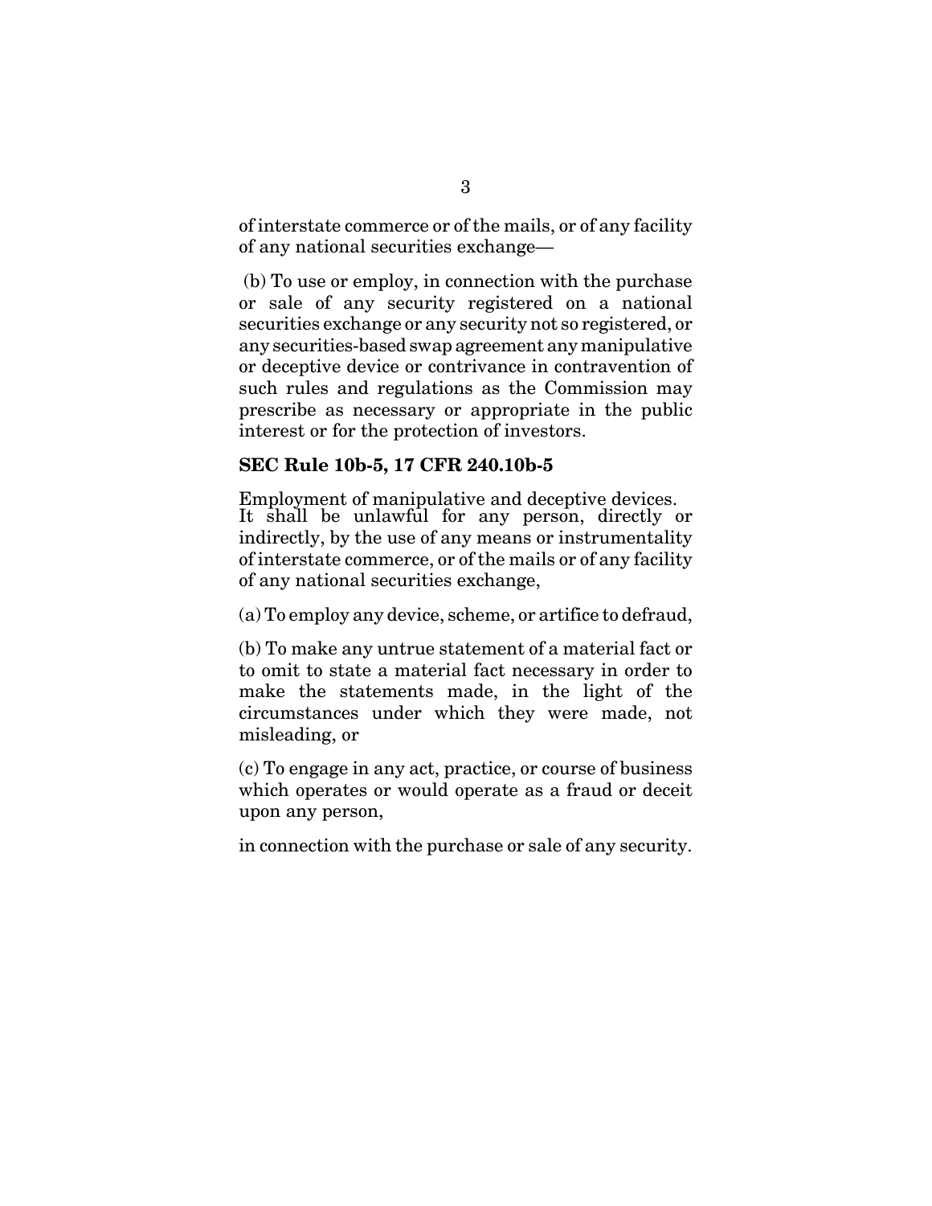of interstate commerce or of the mails, or of any facility of any national securities exchange—

(b) To use or employ, in connection with the purchase or sale of any security registered on a national securities exchange or any security not so registered, or any securities-based swap agreement any manipulative or deceptive device or contrivance in contravention of such rules and regulations as the Commission may prescribe as necessary or appropriate in the public interest or for the protection of investors.

**SEC Rule 10b-5, 17 CFR 240.10b-5**

Employment of manipulative and deceptive devices. It shall be unlawful for any person, directly or indirectly, by the use of any means or instrumentality of interstate commerce, or of the mails or of any facility of any national securities exchange,

(a) To employ any device, scheme, or artifice to defraud,

(b) To make any untrue statement of a material fact or to omit to state a material fact necessary in order to make the statements made, in the light of the circumstances under which they were made, not misleading, or

(c) To engage in any act, practice, or course of business which operates or would operate as a fraud or deceit upon any person,

in connection with the purchase or sale of any security.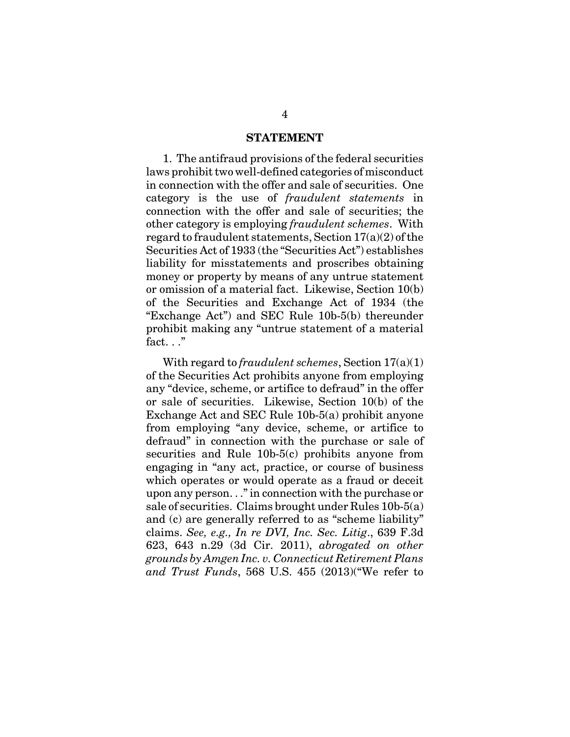## STATEMENT

1. The antifraud provisions of the federal securities laws prohibit two well-defined categories of misconduct in connection with the offer and sale of securities. One category is the use of *fraudulent statements* in connection with the offer and sale of securities; the other category is employing *fraudulent schemes*. With regard to fraudulent statements, Section 17(a)(2) of the Securities Act of 1933 (the "Securities Act") establishes liability for misstatements and proscribes obtaining money or property by means of any untrue statement or omission of a material fact. Likewise, Section 10(b) of the Securities and Exchange Act of 1934 (the "Exchange Act") and SEC Rule 10b-5(b) thereunder prohibit making any "untrue statement of a material fact. . ."

With regard to *fraudulent schemes*, Section 17(a)(1) of the Securities Act prohibits anyone from employing any "device, scheme, or artifice to defraud" in the offer or sale of securities. Likewise, Section 10(b) of the Exchange Act and SEC Rule 10b-5(a) prohibit anyone from employing "any device, scheme, or artifice to defraud" in connection with the purchase or sale of securities and Rule 10b-5(c) prohibits anyone from engaging in "any act, practice, or course of business which operates or would operate as a fraud or deceit upon any person. . ." in connection with the purchase or sale of securities. Claims brought under Rules 10b-5(a) and (c) are generally referred to as "scheme liability" claims. *See, e.g., In re DVI, Inc. Sec. Litig*., 639 F.3d 623, 643 n.29 (3d Cir. 2011), *abrogated on other grounds by Amgen Inc. v. Connecticut Retirement Plans and Trust Funds*, 568 U.S. 455 (2013)("We refer to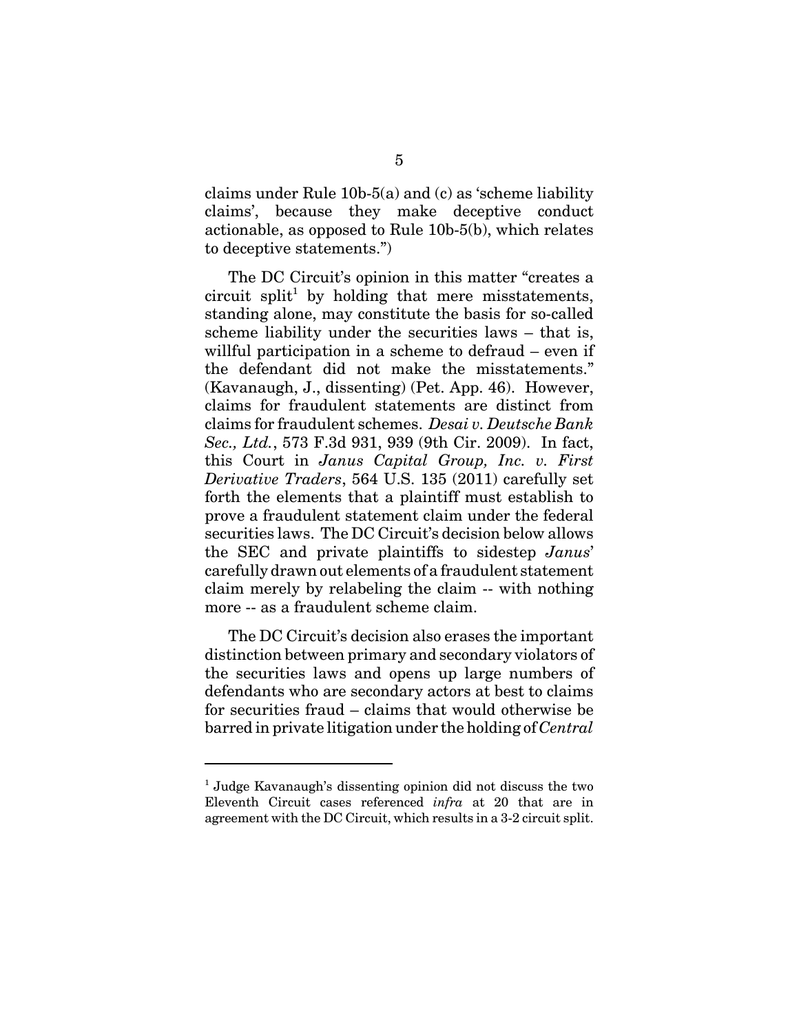claims under Rule 10b-5(a) and (c) as 'scheme liability claims', because they make deceptive conduct actionable, as opposed to Rule 10b-5(b), which relates to deceptive statements.")

The DC Circuit's opinion in this matter "creates a circuit split[1] by holding that mere misstatements, standing alone, may constitute the basis for so-called scheme liability under the securities laws – that is, willful participation in a scheme to defraud – even if the defendant did not make the misstatements." (Kavanaugh, J., dissenting) (Pet. App. 46). However, claims for fraudulent statements are distinct from claims for fraudulent schemes. *Desai v. Deutsche Bank Sec., Ltd.*, 573 F.3d 931, 939 (9th Cir. 2009). In fact, this Court in *Janus Capital Group, Inc. v. First Derivative Traders*, 564 U.S. 135 (2011) carefully set forth the elements that a plaintiff must establish to prove a fraudulent statement claim under the federal securities laws. The DC Circuit's decision below allows the SEC and private plaintiffs to sidestep *Janus*' carefully drawn out elements of a fraudulent statement claim merely by relabeling the claim -- with nothing more -- as a fraudulent scheme claim.

The DC Circuit's decision also erases the important distinction between primary and secondary violators of the securities laws and opens up large numbers of defendants who are secondary actors at best to claims for securities fraud – claims that would otherwise be barred in private litigation under the holding of *Central*

[1] Judge Kavanaugh's dissenting opinion did not discuss the two Eleventh Circuit cases referenced *infra* at 20 that are in agreement with the DC Circuit, which results in a 3-2 circuit split.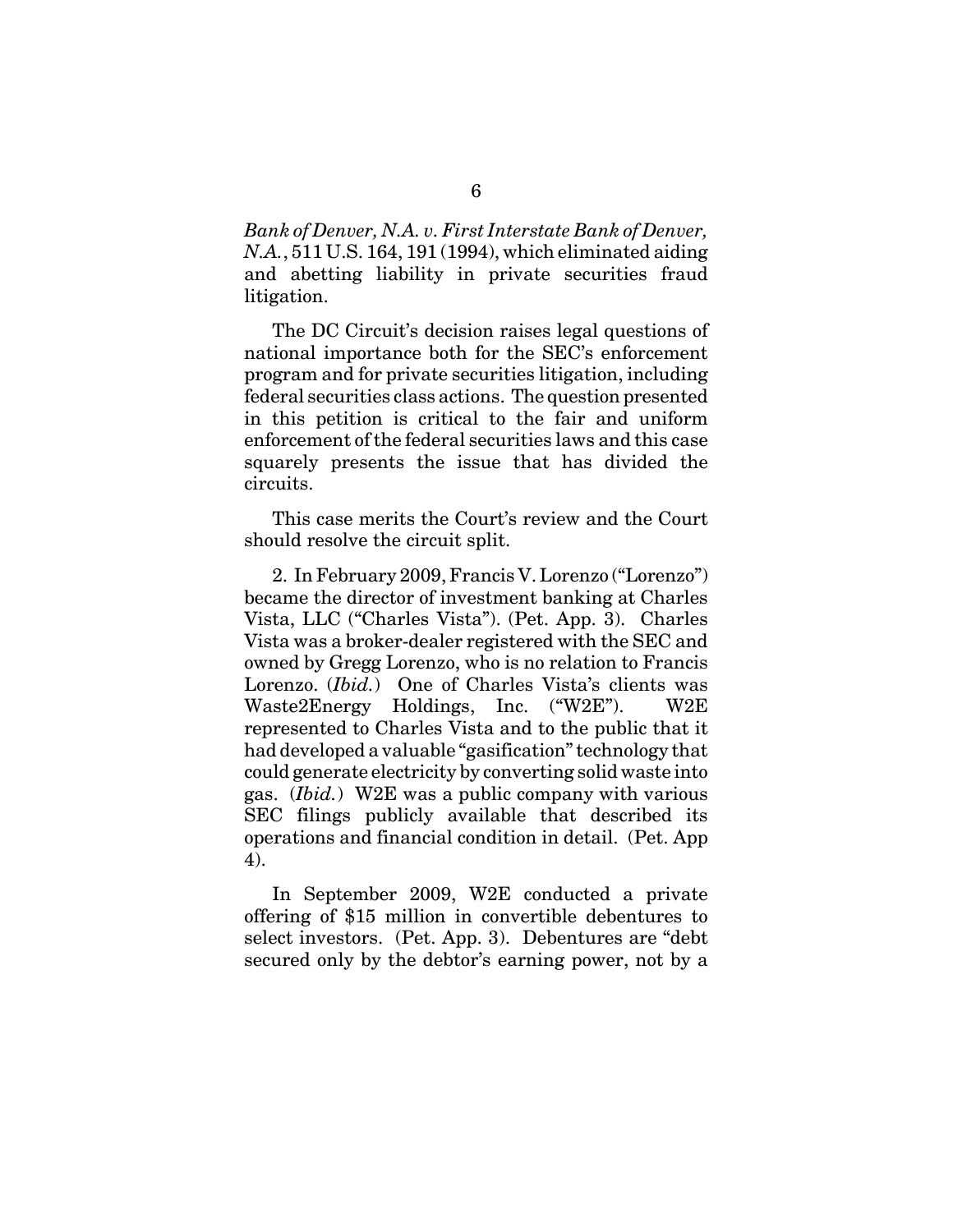*Bank of Denver, N.A. v. First Interstate Bank of Denver, N.A.*, 511 U.S. 164, 191 (1994), which eliminated aiding and abetting liability in private securities fraud litigation.

The DC Circuit's decision raises legal questions of national importance both for the SEC's enforcement program and for private securities litigation, including federal securities class actions. The question presented in this petition is critical to the fair and uniform enforcement of the federal securities laws and this case squarely presents the issue that has divided the circuits.

This case merits the Court's review and the Court should resolve the circuit split.

2. In February 2009, Francis V. Lorenzo ("Lorenzo") became the director of investment banking at Charles Vista, LLC ("Charles Vista"). (Pet. App. 3). Charles Vista was a broker-dealer registered with the SEC and owned by Gregg Lorenzo, who is no relation to Francis Lorenzo. (*Ibid.*) One of Charles Vista's clients was Waste2Energy Holdings, Inc. ("W2E"). W2E represented to Charles Vista and to the public that it had developed a valuable "gasification" technology that could generate electricity by converting solid waste into gas. (*Ibid.*) W2E was a public company with various SEC filings publicly available that described its operations and financial condition in detail. (Pet. App 4).

In September 2009, W2E conducted a private offering of $15 million in convertible debentures to select investors. (Pet. App. 3). Debentures are "debt secured only by the debtor's earning power, not by a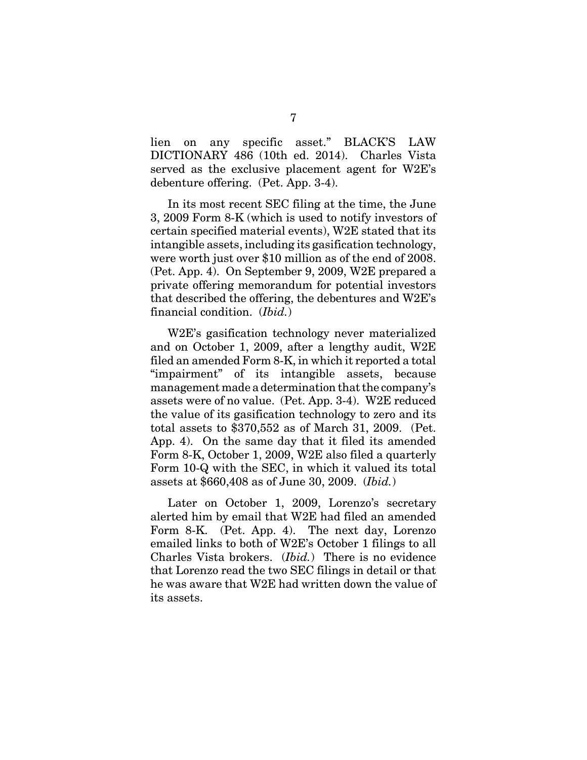lien on any specific asset." BLACK'S LAW DICTIONARY 486 (10th ed. 2014). Charles Vista served as the exclusive placement agent for W2E's debenture offering. (Pet. App. 3-4).

In its most recent SEC filing at the time, the June 3, 2009 Form 8-K (which is used to notify investors of certain specified material events), W2E stated that its intangible assets, including its gasification technology, were worth just over $10 million as of the end of 2008. (Pet. App. 4). On September 9, 2009, W2E prepared a private offering memorandum for potential investors that described the offering, the debentures and W2E's financial condition. (*Ibid.*)

W2E's gasification technology never materialized and on October 1, 2009, after a lengthy audit, W2E filed an amended Form 8-K, in which it reported a total "impairment" of its intangible assets, because management made a determination that the company's assets were of no value. (Pet. App. 3-4). W2E reduced the value of its gasification technology to zero and its total assets to $370,552 as of March 31, 2009. (Pet. App. 4). On the same day that it filed its amended Form 8-K, October 1, 2009, W2E also filed a quarterly Form 10-Q with the SEC, in which it valued its total assets at $660,408 as of June 30, 2009. (*Ibid.*)

Later on October 1, 2009, Lorenzo's secretary alerted him by email that W2E had filed an amended Form 8-K. (Pet. App. 4). The next day, Lorenzo emailed links to both of W2E's October 1 filings to all Charles Vista brokers. (*Ibid.*) There is no evidence that Lorenzo read the two SEC filings in detail or that he was aware that W2E had written down the value of its assets.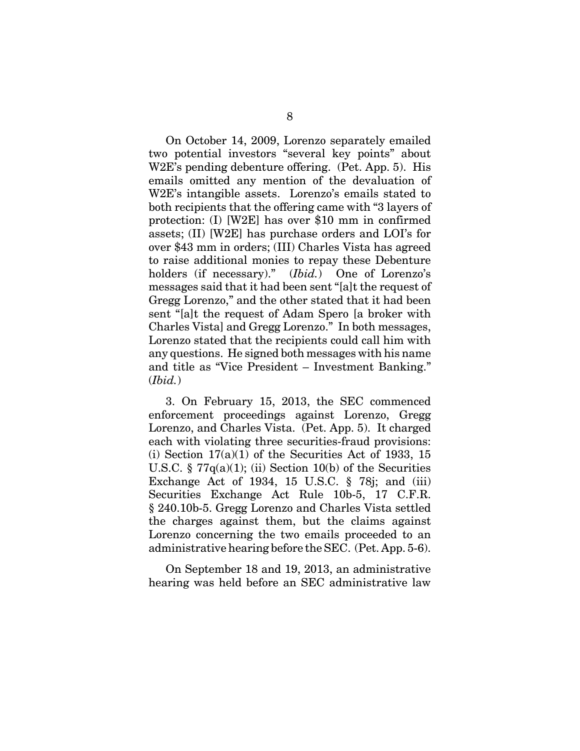On October 14, 2009, Lorenzo separately emailed two potential investors "several key points" about W2E's pending debenture offering. (Pet. App. 5). His emails omitted any mention of the devaluation of W2E's intangible assets. Lorenzo's emails stated to both recipients that the offering came with "3 layers of protection: (I) [W2E] has over $10 mm in confirmed assets; (II) [W2E] has purchase orders and LOI's for over $43 mm in orders; (III) Charles Vista has agreed to raise additional monies to repay these Debenture holders (if necessary)." (*Ibid.*) One of Lorenzo's messages said that it had been sent "[a]t the request of Gregg Lorenzo," and the other stated that it had been sent "[a]t the request of Adam Spero [a broker with Charles Vista] and Gregg Lorenzo." In both messages, Lorenzo stated that the recipients could call him with any questions. He signed both messages with his name and title as "Vice President – Investment Banking." (*Ibid.*)

3. On February 15, 2013, the SEC commenced enforcement proceedings against Lorenzo, Gregg Lorenzo, and Charles Vista. (Pet. App. 5). It charged each with violating three securities-fraud provisions: (i) Section 17(a)(1) of the Securities Act of 1933, 15 U.S.C. § 77q(a)(1); (ii) Section 10(b) of the Securities Exchange Act of 1934, 15 U.S.C. § 78j; and (iii) Securities Exchange Act Rule 10b-5, 17 C.F.R. § 240.10b-5. Gregg Lorenzo and Charles Vista settled the charges against them, but the claims against Lorenzo concerning the two emails proceeded to an administrative hearing before the SEC. (Pet. App. 5-6).

On September 18 and 19, 2013, an administrative hearing was held before an SEC administrative law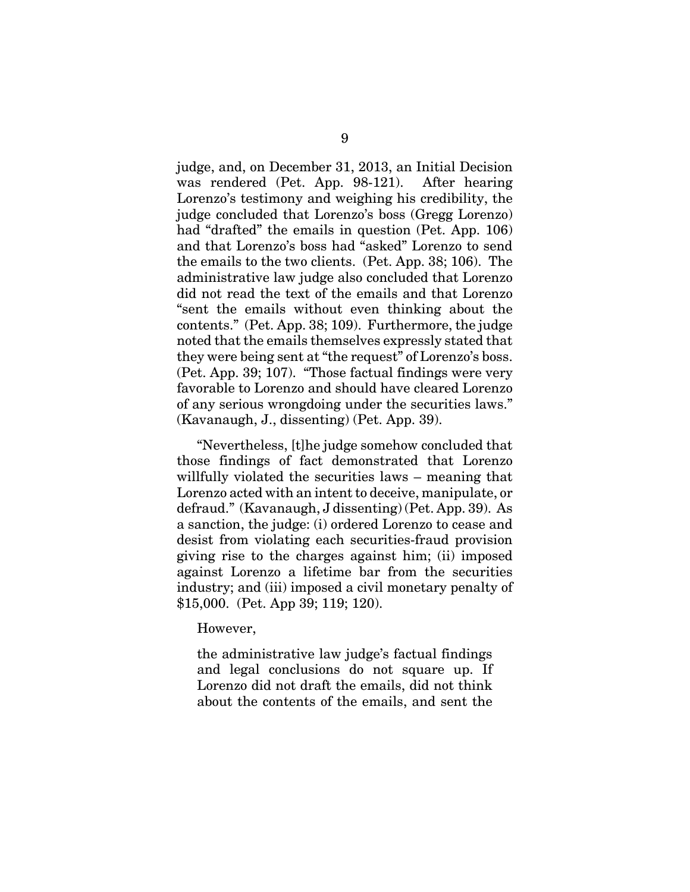judge, and, on December 31, 2013, an Initial Decision was rendered (Pet. App. 98-121). After hearing Lorenzo's testimony and weighing his credibility, the judge concluded that Lorenzo's boss (Gregg Lorenzo) had "drafted" the emails in question (Pet. App. 106) and that Lorenzo's boss had "asked" Lorenzo to send the emails to the two clients. (Pet. App. 38; 106). The administrative law judge also concluded that Lorenzo did not read the text of the emails and that Lorenzo "sent the emails without even thinking about the contents." (Pet. App. 38; 109). Furthermore, the judge noted that the emails themselves expressly stated that they were being sent at "the request" of Lorenzo's boss. (Pet. App. 39; 107). "Those factual findings were very favorable to Lorenzo and should have cleared Lorenzo of any serious wrongdoing under the securities laws." (Kavanaugh, J., dissenting) (Pet. App. 39).

"Nevertheless, [t]he judge somehow concluded that those findings of fact demonstrated that Lorenzo willfully violated the securities laws – meaning that Lorenzo acted with an intent to deceive, manipulate, or defraud." (Kavanaugh, J dissenting) (Pet. App. 39). As a sanction, the judge: (i) ordered Lorenzo to cease and desist from violating each securities-fraud provision giving rise to the charges against him; (ii) imposed against Lorenzo a lifetime bar from the securities industry; and (iii) imposed a civil monetary penalty of $15,000. (Pet. App 39; 119; 120).

However,

> the administrative law judge's factual findings and legal conclusions do not square up. If Lorenzo did not draft the emails, did not think about the contents of the emails, and sent the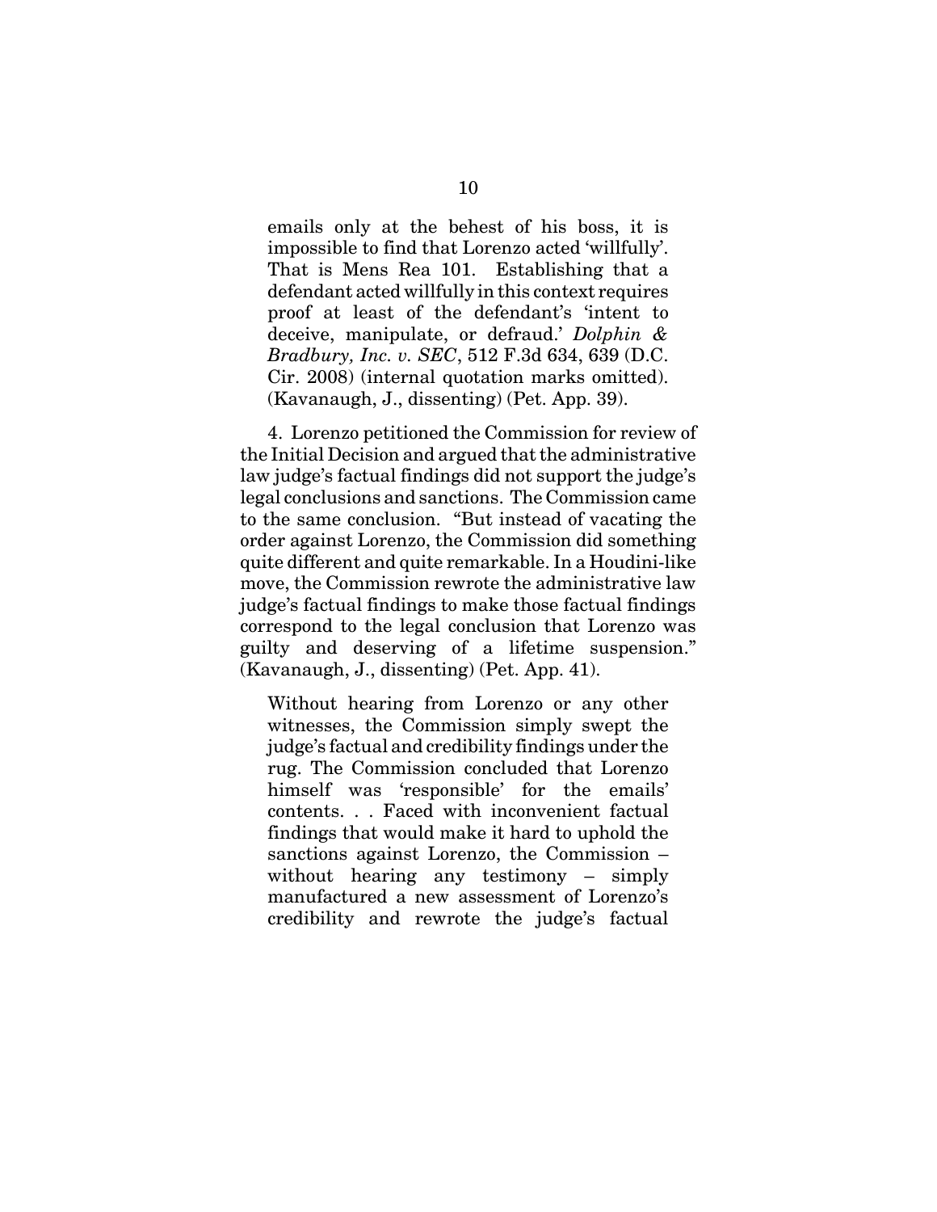emails only at the behest of his boss, it is impossible to find that Lorenzo acted 'willfully'. That is Mens Rea 101. Establishing that a defendant acted willfully in this context requires proof at least of the defendant's 'intent to deceive, manipulate, or defraud.' *Dolphin & Bradbury, Inc. v. SEC*, 512 F.3d 634, 639 (D.C. Cir. 2008) (internal quotation marks omitted). (Kavanaugh, J., dissenting) (Pet. App. 39).

4. Lorenzo petitioned the Commission for review of the Initial Decision and argued that the administrative law judge's factual findings did not support the judge's legal conclusions and sanctions. The Commission came to the same conclusion. "But instead of vacating the order against Lorenzo, the Commission did something quite different and quite remarkable. In a Houdini-like move, the Commission rewrote the administrative law judge's factual findings to make those factual findings correspond to the legal conclusion that Lorenzo was guilty and deserving of a lifetime suspension." (Kavanaugh, J., dissenting) (Pet. App. 41).

> Without hearing from Lorenzo or any other witnesses, the Commission simply swept the judge's factual and credibility findings under the rug. The Commission concluded that Lorenzo himself was 'responsible' for the emails' contents. . . Faced with inconvenient factual findings that would make it hard to uphold the sanctions against Lorenzo, the Commission – without hearing any testimony – simply manufactured a new assessment of Lorenzo's credibility and rewrote the judge's factual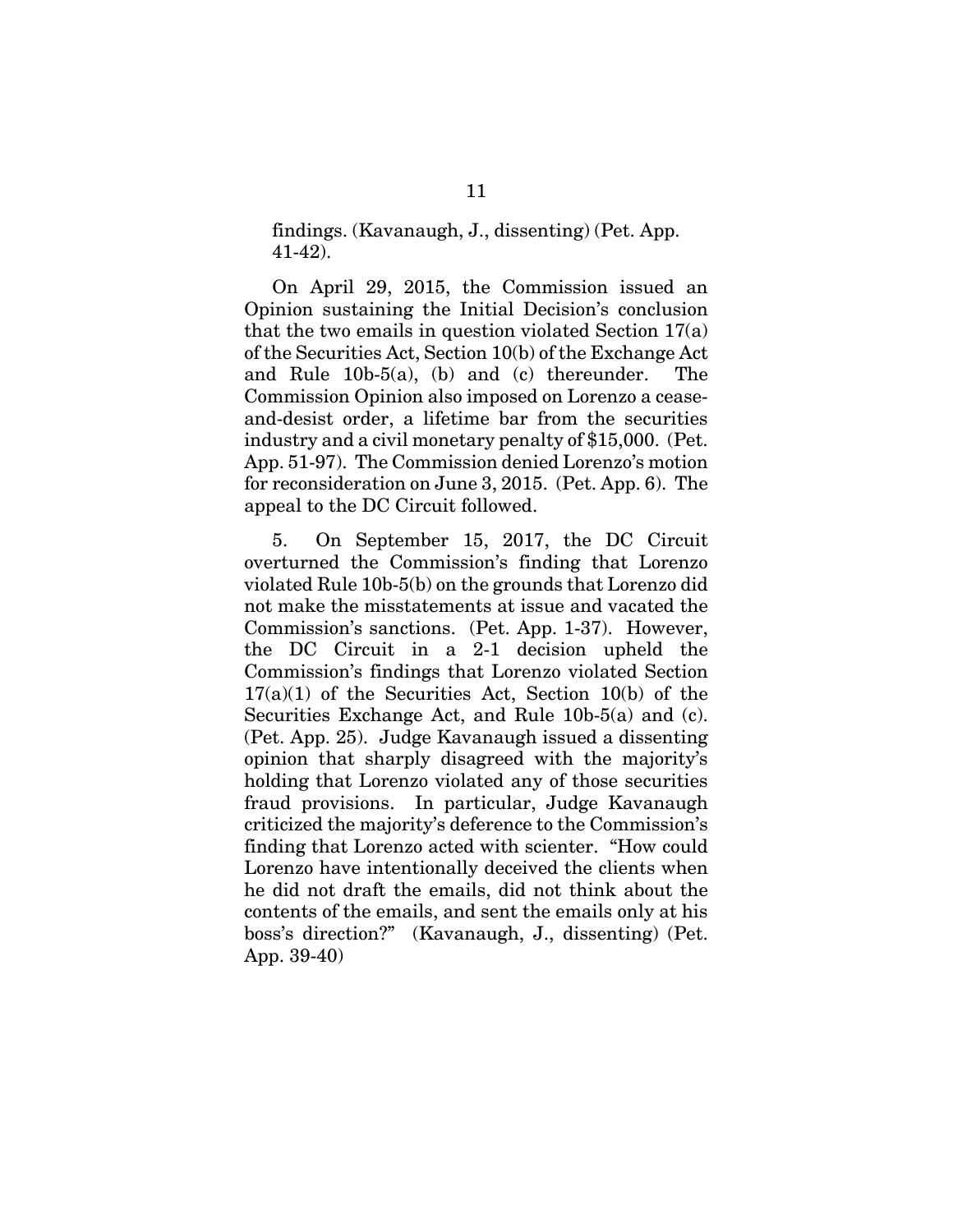findings. (Kavanaugh, J., dissenting) (Pet. App. 41-42).

On April 29, 2015, the Commission issued an Opinion sustaining the Initial Decision's conclusion that the two emails in question violated Section 17(a) of the Securities Act, Section 10(b) of the Exchange Act and Rule 10b-5(a), (b) and (c) thereunder. The Commission Opinion also imposed on Lorenzo a cease-and-desist order, a lifetime bar from the securities industry and a civil monetary penalty of $15,000. (Pet. App. 51-97). The Commission denied Lorenzo's motion for reconsideration on June 3, 2015. (Pet. App. 6). The appeal to the DC Circuit followed.

5. On September 15, 2017, the DC Circuit overturned the Commission's finding that Lorenzo violated Rule 10b-5(b) on the grounds that Lorenzo did not make the misstatements at issue and vacated the Commission's sanctions. (Pet. App. 1-37). However, the DC Circuit in a 2-1 decision upheld the Commission's findings that Lorenzo violated Section 17(a)(1) of the Securities Act, Section 10(b) of the Securities Exchange Act, and Rule 10b-5(a) and (c). (Pet. App. 25). Judge Kavanaugh issued a dissenting opinion that sharply disagreed with the majority's holding that Lorenzo violated any of those securities fraud provisions. In particular, Judge Kavanaugh criticized the majority's deference to the Commission's finding that Lorenzo acted with scienter. "How could Lorenzo have intentionally deceived the clients when he did not draft the emails, did not think about the contents of the emails, and sent the emails only at his boss's direction?" (Kavanaugh, J., dissenting) (Pet. App. 39-40)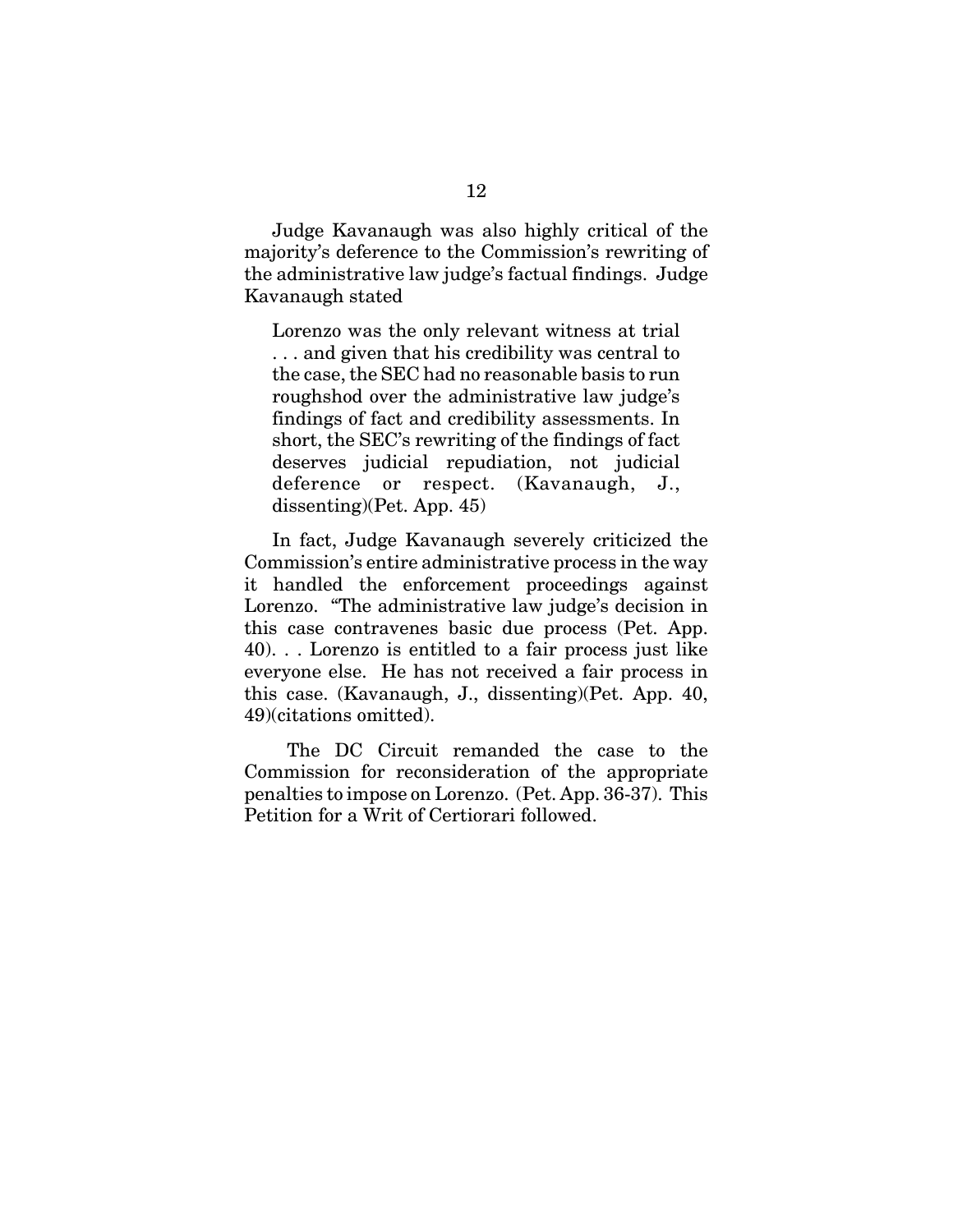Judge Kavanaugh was also highly critical of the majority's deference to the Commission's rewriting of the administrative law judge's factual findings. Judge Kavanaugh stated

> Lorenzo was the only relevant witness at trial . . . and given that his credibility was central to the case, the SEC had no reasonable basis to run roughshod over the administrative law judge's findings of fact and credibility assessments. In short, the SEC's rewriting of the findings of fact deserves judicial repudiation, not judicial deference or respect. (Kavanaugh, J., dissenting)(Pet. App. 45)

In fact, Judge Kavanaugh severely criticized the Commission's entire administrative process in the way it handled the enforcement proceedings against Lorenzo. "The administrative law judge's decision in this case contravenes basic due process (Pet. App. 40). . . Lorenzo is entitled to a fair process just like everyone else. He has not received a fair process in this case. (Kavanaugh, J., dissenting)(Pet. App. 40, 49)(citations omitted).

The DC Circuit remanded the case to the Commission for reconsideration of the appropriate penalties to impose on Lorenzo. (Pet. App. 36-37). This Petition for a Writ of Certiorari followed.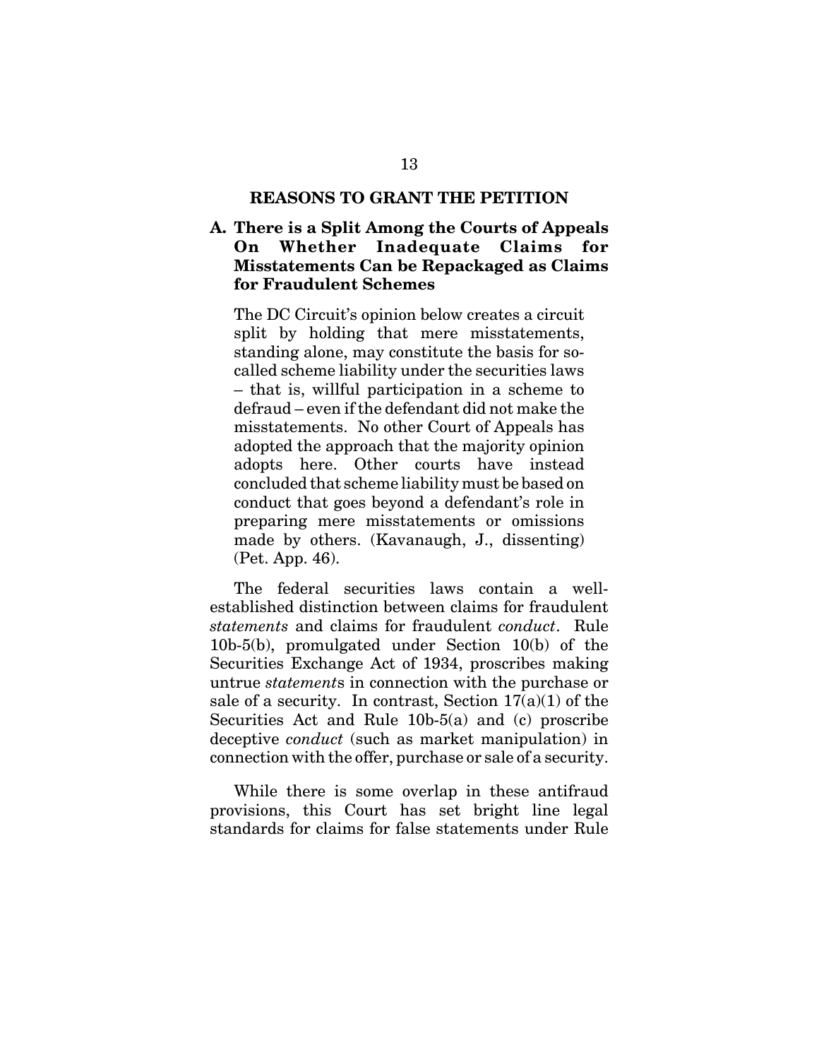## REASONS TO GRANT THE PETITION

### A. There is a Split Among the Courts of Appeals On Whether Inadequate Claims for Misstatements Can be Repackaged as Claims for Fraudulent Schemes

The DC Circuit's opinion below creates a circuit split by holding that mere misstatements, standing alone, may constitute the basis for so-called scheme liability under the securities laws – that is, willful participation in a scheme to defraud – even if the defendant did not make the misstatements. No other Court of Appeals has adopted the approach that the majority opinion adopts here. Other courts have instead concluded that scheme liability must be based on conduct that goes beyond a defendant's role in preparing mere misstatements or omissions made by others. (Kavanaugh, J., dissenting) (Pet. App. 46).

The federal securities laws contain a well-established distinction between claims for fraudulent *statements* and claims for fraudulent *conduct*. Rule 10b-5(b), promulgated under Section 10(b) of the Securities Exchange Act of 1934, proscribes making untrue *statement*s in connection with the purchase or sale of a security. In contrast, Section 17(a)(1) of the Securities Act and Rule 10b-5(a) and (c) proscribe deceptive *conduct* (such as market manipulation) in connection with the offer, purchase or sale of a security.

While there is some overlap in these antifraud provisions, this Court has set bright line legal standards for claims for false statements under Rule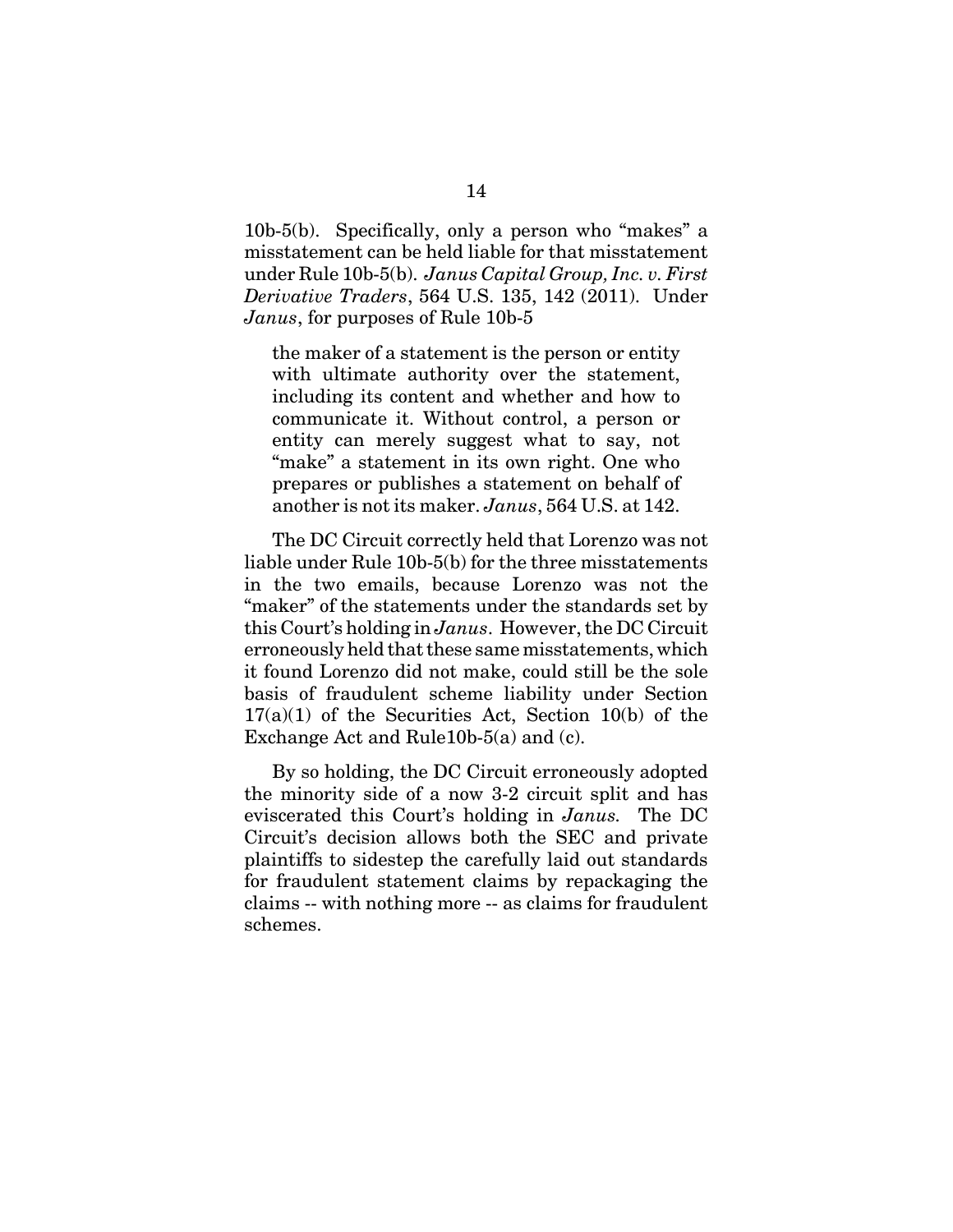10b-5(b). Specifically, only a person who "makes" a misstatement can be held liable for that misstatement under Rule 10b-5(b). *Janus Capital Group, Inc. v. First Derivative Traders*, 564 U.S. 135, 142 (2011). Under *Janus*, for purposes of Rule 10b-5

> the maker of a statement is the person or entity with ultimate authority over the statement, including its content and whether and how to communicate it. Without control, a person or entity can merely suggest what to say, not "make" a statement in its own right. One who prepares or publishes a statement on behalf of another is not its maker. *Janus*, 564 U.S. at 142.

The DC Circuit correctly held that Lorenzo was not liable under Rule 10b-5(b) for the three misstatements in the two emails, because Lorenzo was not the "maker" of the statements under the standards set by this Court's holding in *Janus*. However, the DC Circuit erroneously held that these same misstatements, which it found Lorenzo did not make, could still be the sole basis of fraudulent scheme liability under Section 17(a)(1) of the Securities Act, Section 10(b) of the Exchange Act and Rule10b-5(a) and (c).

By so holding, the DC Circuit erroneously adopted the minority side of a now 3-2 circuit split and has eviscerated this Court's holding in *Janus.* The DC Circuit's decision allows both the SEC and private plaintiffs to sidestep the carefully laid out standards for fraudulent statement claims by repackaging the claims -- with nothing more -- as claims for fraudulent schemes.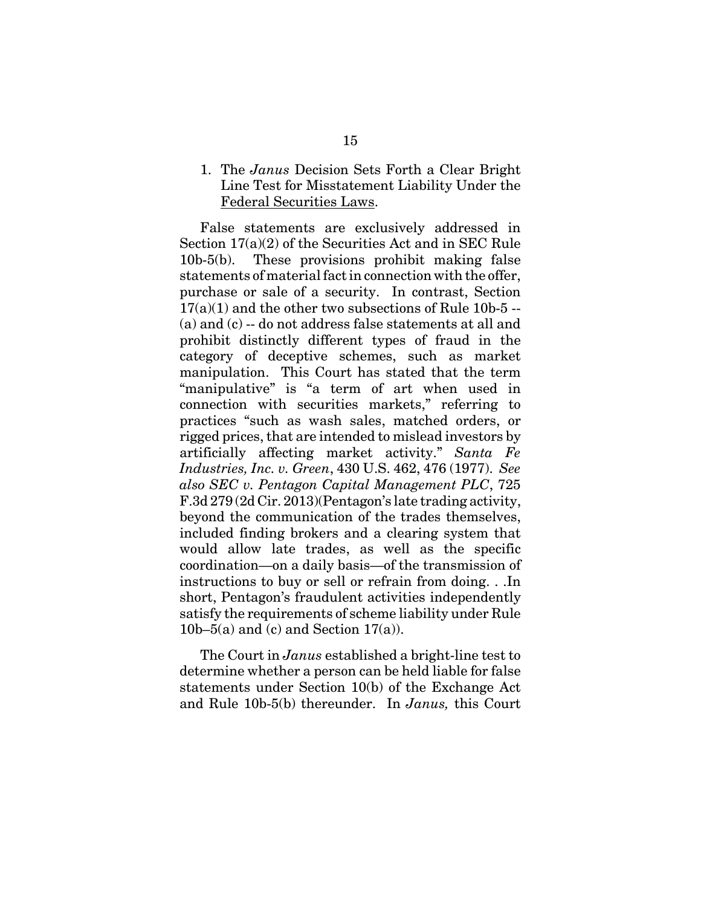1. The *Janus* Decision Sets Forth a Clear Bright Line Test for Misstatement Liability Under the Federal Securities Laws.

False statements are exclusively addressed in Section 17(a)(2) of the Securities Act and in SEC Rule 10b-5(b). These provisions prohibit making false statements of material fact in connection with the offer, purchase or sale of a security. In contrast, Section 17(a)(1) and the other two subsections of Rule 10b-5 -- (a) and (c) -- do not address false statements at all and prohibit distinctly different types of fraud in the category of deceptive schemes, such as market manipulation. This Court has stated that the term "manipulative" is "a term of art when used in connection with securities markets," referring to practices "such as wash sales, matched orders, or rigged prices, that are intended to mislead investors by artificially affecting market activity." *Santa Fe Industries, Inc. v. Green*, 430 U.S. 462, 476 (1977). *See also SEC v. Pentagon Capital Management PLC*, 725 F.3d 279 (2d Cir. 2013)(Pentagon's late trading activity, beyond the communication of the trades themselves, included finding brokers and a clearing system that would allow late trades, as well as the specific coordination—on a daily basis—of the transmission of instructions to buy or sell or refrain from doing. . .In short, Pentagon's fraudulent activities independently satisfy the requirements of scheme liability under Rule 10b–5(a) and (c) and Section 17(a)).

The Court in *Janus* established a bright-line test to determine whether a person can be held liable for false statements under Section 10(b) of the Exchange Act and Rule 10b-5(b) thereunder. In *Janus,* this Court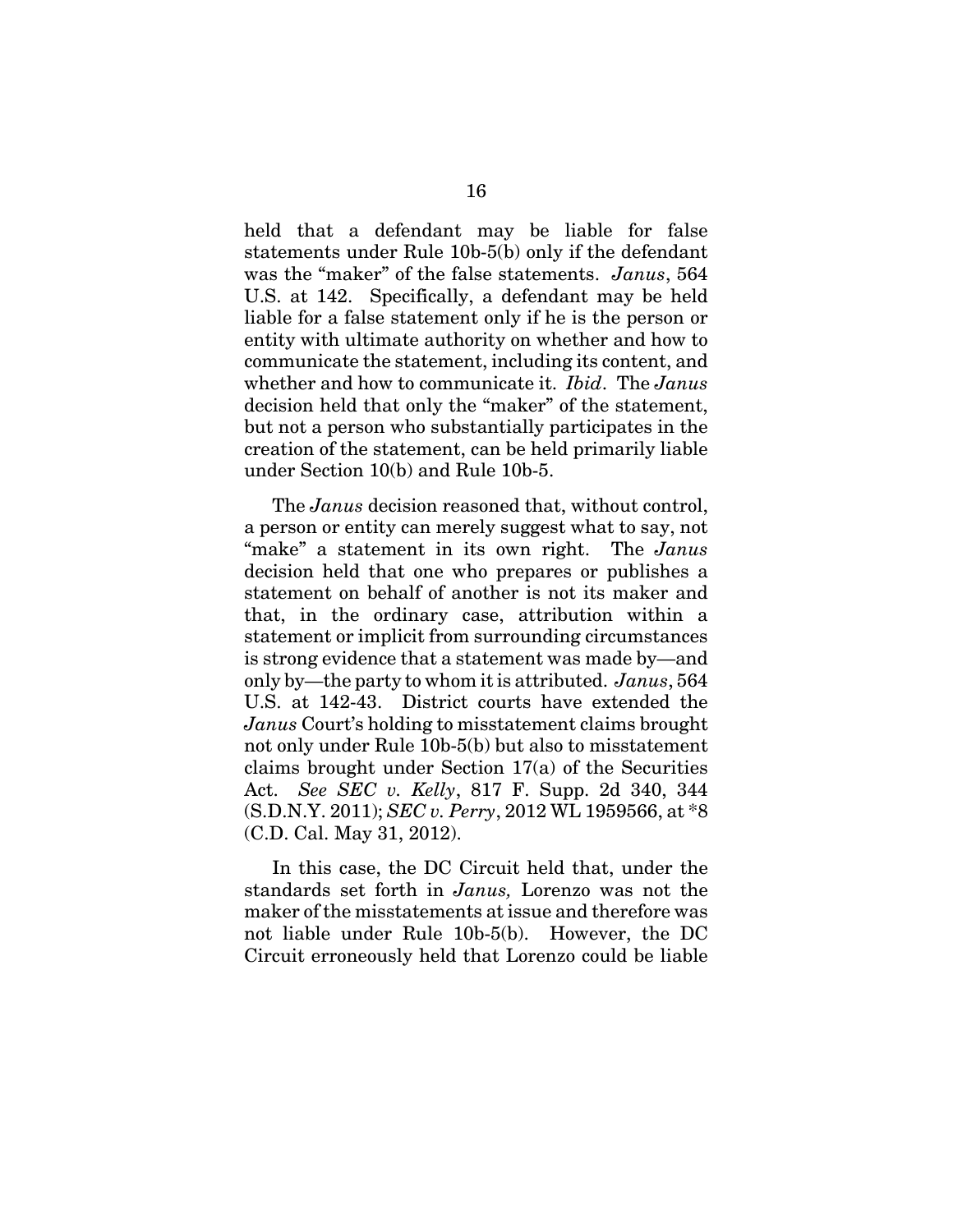held that a defendant may be liable for false statements under Rule 10b-5(b) only if the defendant was the "maker" of the false statements. *Janus*, 564 U.S. at 142. Specifically, a defendant may be held liable for a false statement only if he is the person or entity with ultimate authority on whether and how to communicate the statement, including its content, and whether and how to communicate it. *Ibid*. The *Janus* decision held that only the "maker" of the statement, but not a person who substantially participates in the creation of the statement, can be held primarily liable under Section 10(b) and Rule 10b-5.

The *Janus* decision reasoned that, without control, a person or entity can merely suggest what to say, not "make" a statement in its own right. The *Janus* decision held that one who prepares or publishes a statement on behalf of another is not its maker and that, in the ordinary case, attribution within a statement or implicit from surrounding circumstances is strong evidence that a statement was made by—and only by—the party to whom it is attributed. *Janus*, 564 U.S. at 142-43. District courts have extended the *Janus* Court's holding to misstatement claims brought not only under Rule 10b-5(b) but also to misstatement claims brought under Section 17(a) of the Securities Act. *See SEC v. Kelly*, 817 F. Supp. 2d 340, 344 (S.D.N.Y. 2011); *SEC v. Perry*, 2012 WL 1959566, at *8 (C.D. Cal. May 31, 2012).

In this case, the DC Circuit held that, under the standards set forth in *Janus,* Lorenzo was not the maker of the misstatements at issue and therefore was not liable under Rule 10b-5(b). However, the DC Circuit erroneously held that Lorenzo could be liable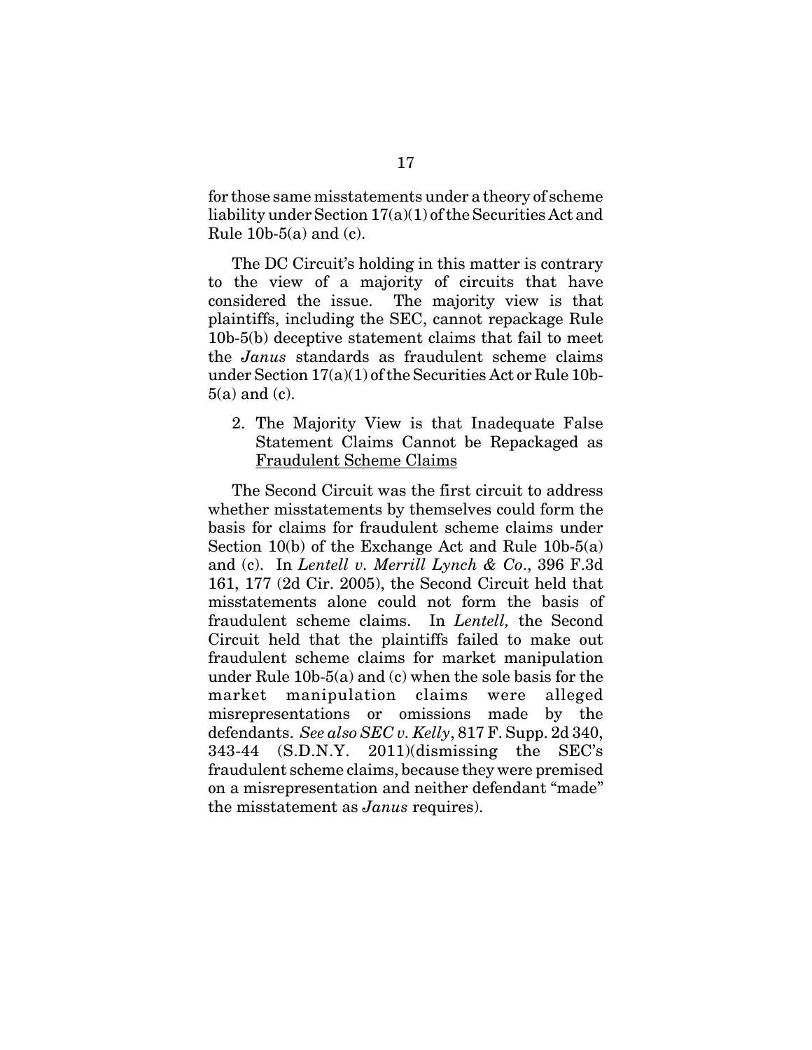for those same misstatements under a theory of scheme liability under Section 17(a)(1) of the Securities Act and Rule 10b-5(a) and (c).

The DC Circuit's holding in this matter is contrary to the view of a majority of circuits that have considered the issue. The majority view is that plaintiffs, including the SEC, cannot repackage Rule 10b-5(b) deceptive statement claims that fail to meet the *Janus* standards as fraudulent scheme claims under Section 17(a)(1) of the Securities Act or Rule 10b-5(a) and (c).

2. The Majority View is that Inadequate False Statement Claims Cannot be Repackaged as <u>Fraudulent Scheme Claims</u>

The Second Circuit was the first circuit to address whether misstatements by themselves could form the basis for claims for fraudulent scheme claims under Section 10(b) of the Exchange Act and Rule 10b-5(a) and (c). In *Lentell v. Merrill Lynch & Co*., 396 F.3d 161, 177 (2d Cir. 2005), the Second Circuit held that misstatements alone could not form the basis of fraudulent scheme claims. In *Lentell,* the Second Circuit held that the plaintiffs failed to make out fraudulent scheme claims for market manipulation under Rule 10b-5(a) and (c) when the sole basis for the market manipulation claims were alleged misrepresentations or omissions made by the defendants. *See also SEC v. Kelly*, 817 F. Supp. 2d 340, 343-44 (S.D.N.Y. 2011)(dismissing the SEC's fraudulent scheme claims, because they were premised on a misrepresentation and neither defendant "made" the misstatement as *Janus* requires).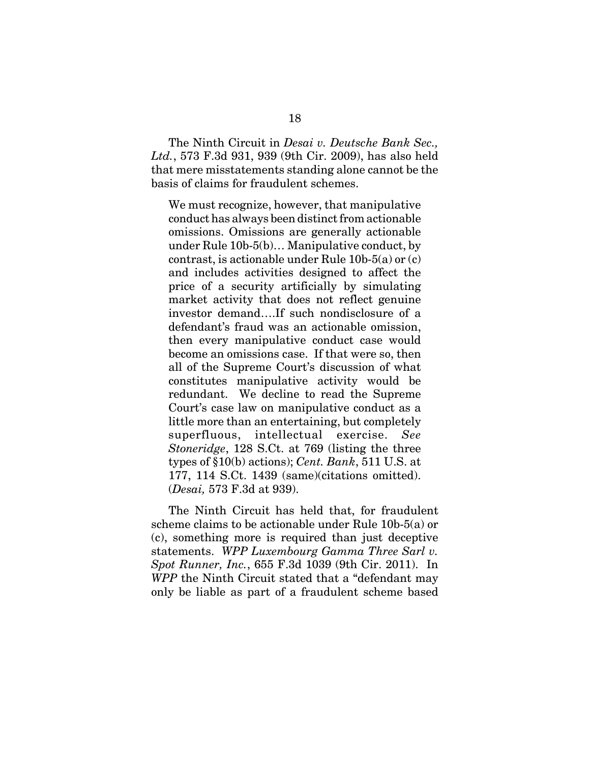The Ninth Circuit in *Desai v. Deutsche Bank Sec., Ltd.*, 573 F.3d 931, 939 (9th Cir. 2009), has also held that mere misstatements standing alone cannot be the basis of claims for fraudulent schemes.

> We must recognize, however, that manipulative conduct has always been distinct from actionable omissions. Omissions are generally actionable under Rule 10b-5(b)… Manipulative conduct, by contrast, is actionable under Rule 10b-5(a) or (c) and includes activities designed to affect the price of a security artificially by simulating market activity that does not reflect genuine investor demand….If such nondisclosure of a defendant's fraud was an actionable omission, then every manipulative conduct case would become an omissions case. If that were so, then all of the Supreme Court's discussion of what constitutes manipulative activity would be redundant. We decline to read the Supreme Court's case law on manipulative conduct as a little more than an entertaining, but completely superfluous, intellectual exercise. *See Stoneridge*, 128 S.Ct. at 769 (listing the three types of §10(b) actions); *Cent. Bank*, 511 U.S. at 177, 114 S.Ct. 1439 (same)(citations omitted). (*Desai,* 573 F.3d at 939).

The Ninth Circuit has held that, for fraudulent scheme claims to be actionable under Rule 10b-5(a) or (c), something more is required than just deceptive statements. *WPP Luxembourg Gamma Three Sarl v. Spot Runner, Inc.*, 655 F.3d 1039 (9th Cir. 2011). In *WPP* the Ninth Circuit stated that a "defendant may only be liable as part of a fraudulent scheme based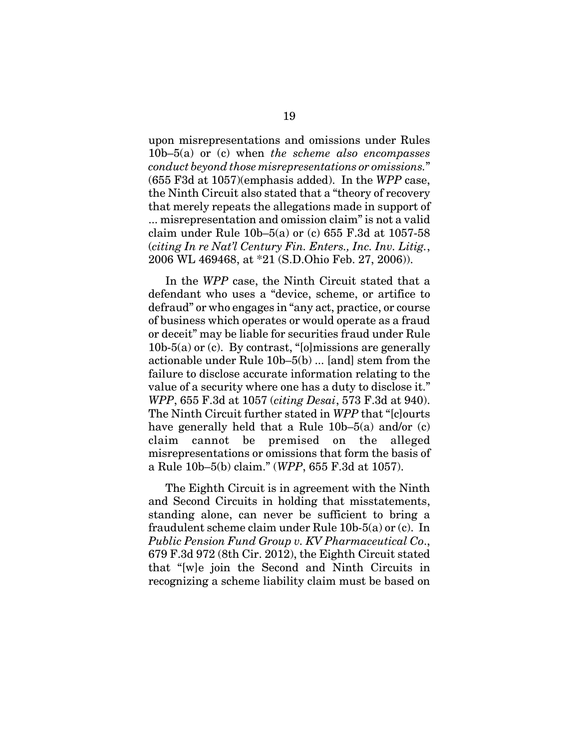upon misrepresentations and omissions under Rules 10b–5(a) or (c) when *the scheme also encompasses conduct beyond those misrepresentations or omissions.*" (655 F3d at 1057)(emphasis added). In the *WPP* case, the Ninth Circuit also stated that a "theory of recovery that merely repeats the allegations made in support of ... misrepresentation and omission claim" is not a valid claim under Rule 10b–5(a) or (c) 655 F.3d at 1057-58 (*citing In re Nat'l Century Fin. Enters., Inc. Inv. Litig.*, 2006 WL 469468, at *21 (S.D.Ohio Feb. 27, 2006)).

In the *WPP* case, the Ninth Circuit stated that a defendant who uses a "device, scheme, or artifice to defraud" or who engages in "any act, practice, or course of business which operates or would operate as a fraud or deceit" may be liable for securities fraud under Rule 10b-5(a) or (c). By contrast, "[o]missions are generally actionable under Rule 10b–5(b) ... [and] stem from the failure to disclose accurate information relating to the value of a security where one has a duty to disclose it." *WPP*, 655 F.3d at 1057 (*citing Desai*, 573 F.3d at 940). The Ninth Circuit further stated in *WPP* that "[c]ourts have generally held that a Rule 10b–5(a) and/or (c) claim cannot be premised on the alleged misrepresentations or omissions that form the basis of a Rule 10b–5(b) claim." (*WPP*, 655 F.3d at 1057).

The Eighth Circuit is in agreement with the Ninth and Second Circuits in holding that misstatements, standing alone, can never be sufficient to bring a fraudulent scheme claim under Rule 10b-5(a) or (c). In *Public Pension Fund Group v. KV Pharmaceutical Co*., 679 F.3d 972 (8th Cir. 2012), the Eighth Circuit stated that "[w]e join the Second and Ninth Circuits in recognizing a scheme liability claim must be based on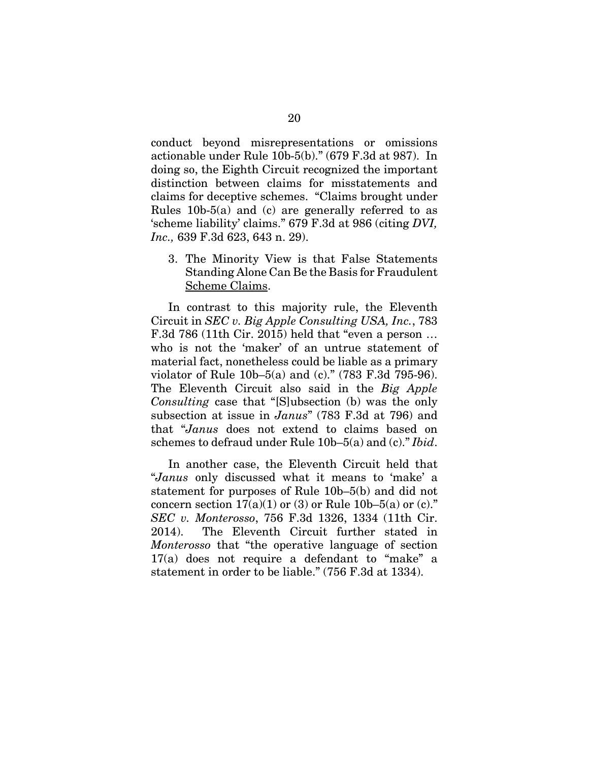conduct beyond misrepresentations or omissions actionable under Rule 10b-5(b)." (679 F.3d at 987). In doing so, the Eighth Circuit recognized the important distinction between claims for misstatements and claims for deceptive schemes. "Claims brought under Rules 10b-5(a) and (c) are generally referred to as 'scheme liability' claims." 679 F.3d at 986 (citing *DVI, Inc.,* 639 F.3d 623, 643 n. 29).

3. The Minority View is that False Statements Standing Alone Can Be the Basis for Fraudulent Scheme Claims.

In contrast to this majority rule, the Eleventh Circuit in *SEC v. Big Apple Consulting USA, Inc.*, 783 F.3d 786 (11th Cir. 2015) held that "even a person … who is not the 'maker' of an untrue statement of material fact, nonetheless could be liable as a primary violator of Rule 10b–5(a) and (c)." (783 F.3d 795-96). The Eleventh Circuit also said in the *Big Apple Consulting* case that "[S]ubsection (b) was the only subsection at issue in *Janus*" (783 F.3d at 796) and that "*Janus* does not extend to claims based on schemes to defraud under Rule 10b–5(a) and (c)." *Ibid*.

In another case, the Eleventh Circuit held that "*Janus* only discussed what it means to 'make' a statement for purposes of Rule 10b–5(b) and did not concern section 17(a)(1) or (3) or Rule 10b–5(a) or (c)." *SEC v. Monterosso*, 756 F.3d 1326, 1334 (11th Cir. 2014). The Eleventh Circuit further stated in *Monterosso* that "the operative language of section 17(a) does not require a defendant to "make" a statement in order to be liable." (756 F.3d at 1334).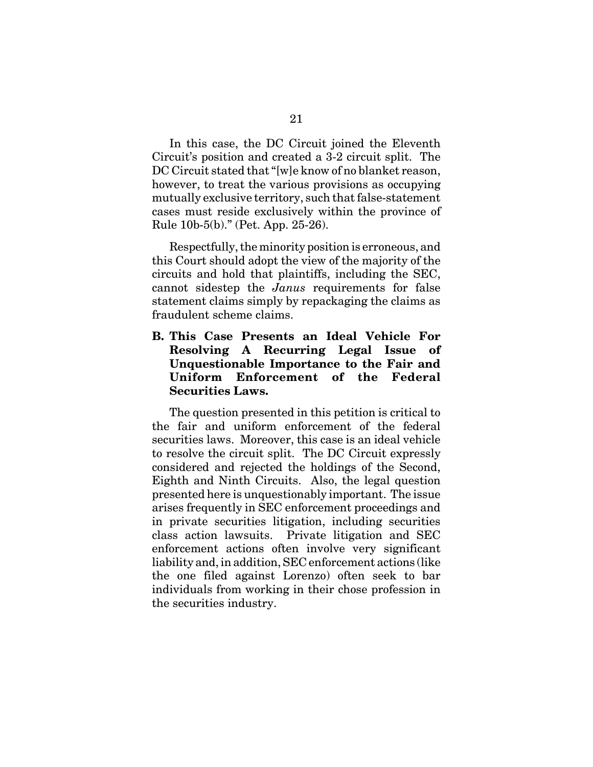In this case, the DC Circuit joined the Eleventh Circuit's position and created a 3-2 circuit split. The DC Circuit stated that "[w]e know of no blanket reason, however, to treat the various provisions as occupying mutually exclusive territory, such that false-statement cases must reside exclusively within the province of Rule 10b-5(b)." (Pet. App. 25-26).

Respectfully, the minority position is erroneous, and this Court should adopt the view of the majority of the circuits and hold that plaintiffs, including the SEC, cannot sidestep the *Janus* requirements for false statement claims simply by repackaging the claims as fraudulent scheme claims.

### B. This Case Presents an Ideal Vehicle For Resolving A Recurring Legal Issue of Unquestionable Importance to the Fair and Uniform Enforcement of the Federal Securities Laws.

The question presented in this petition is critical to the fair and uniform enforcement of the federal securities laws. Moreover, this case is an ideal vehicle to resolve the circuit split. The DC Circuit expressly considered and rejected the holdings of the Second, Eighth and Ninth Circuits. Also, the legal question presented here is unquestionably important. The issue arises frequently in SEC enforcement proceedings and in private securities litigation, including securities class action lawsuits. Private litigation and SEC enforcement actions often involve very significant liability and, in addition, SEC enforcement actions (like the one filed against Lorenzo) often seek to bar individuals from working in their chose profession in the securities industry.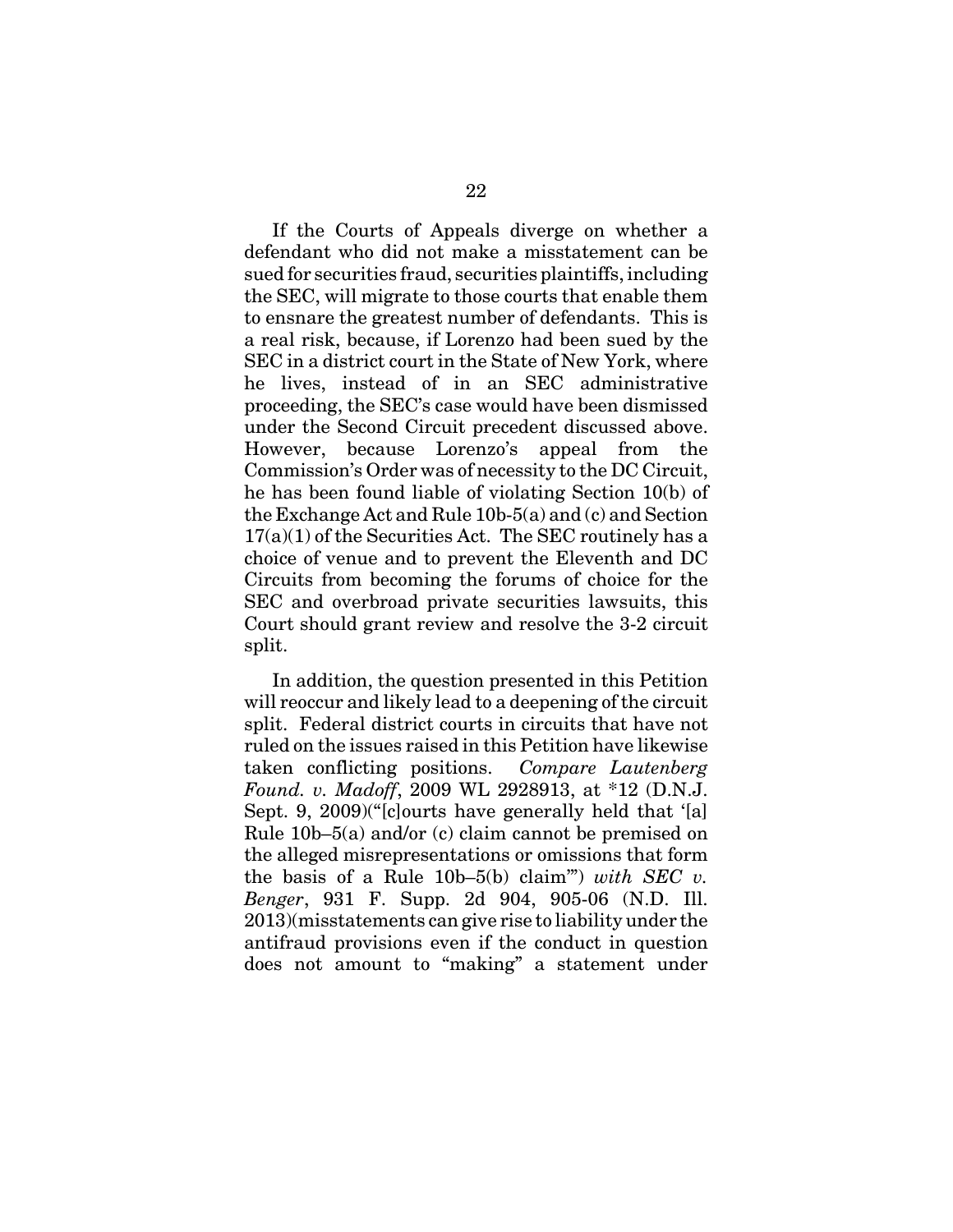If the Courts of Appeals diverge on whether a defendant who did not make a misstatement can be sued for securities fraud, securities plaintiffs, including the SEC, will migrate to those courts that enable them to ensnare the greatest number of defendants. This is a real risk, because, if Lorenzo had been sued by the SEC in a district court in the State of New York, where he lives, instead of in an SEC administrative proceeding, the SEC's case would have been dismissed under the Second Circuit precedent discussed above. However, because Lorenzo's appeal from the Commission's Order was of necessity to the DC Circuit, he has been found liable of violating Section 10(b) of the Exchange Act and Rule 10b-5(a) and (c) and Section 17(a)(1) of the Securities Act. The SEC routinely has a choice of venue and to prevent the Eleventh and DC Circuits from becoming the forums of choice for the SEC and overbroad private securities lawsuits, this Court should grant review and resolve the 3-2 circuit split.

In addition, the question presented in this Petition will reoccur and likely lead to a deepening of the circuit split. Federal district courts in circuits that have not ruled on the issues raised in this Petition have likewise taken conflicting positions. *Compare Lautenberg Found. v. Madoff*, 2009 WL 2928913, at *12 (D.N.J. Sept. 9, 2009)("[c]ourts have generally held that '[a] Rule 10b–5(a) and/or (c) claim cannot be premised on the alleged misrepresentations or omissions that form the basis of a Rule 10b–5(b) claim'") *with SEC v. Benger*, 931 F. Supp. 2d 904, 905-06 (N.D. Ill. 2013)(misstatements can give rise to liability under the antifraud provisions even if the conduct in question does not amount to "making" a statement under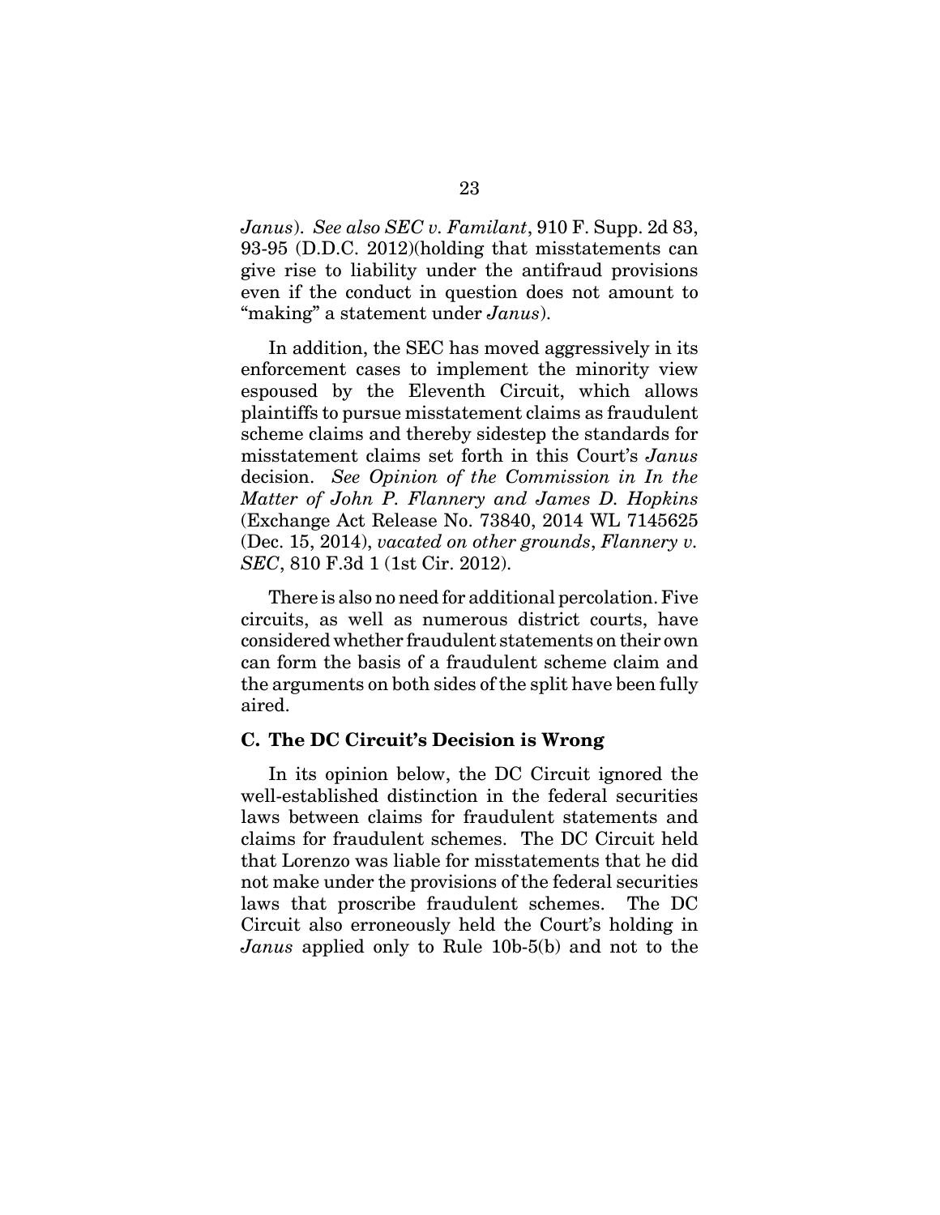*Janus*). *See also SEC v. Familant*, 910 F. Supp. 2d 83, 93-95 (D.D.C. 2012)(holding that misstatements can give rise to liability under the antifraud provisions even if the conduct in question does not amount to "making" a statement under *Janus*).

In addition, the SEC has moved aggressively in its enforcement cases to implement the minority view espoused by the Eleventh Circuit, which allows plaintiffs to pursue misstatement claims as fraudulent scheme claims and thereby sidestep the standards for misstatement claims set forth in this Court's *Janus* decision. *See Opinion of the Commission in In the Matter of John P. Flannery and James D. Hopkins* (Exchange Act Release No. 73840, 2014 WL 7145625 (Dec. 15, 2014), *vacated on other grounds*, *Flannery v. SEC*, 810 F.3d 1 (1st Cir. 2012).

There is also no need for additional percolation. Five circuits, as well as numerous district courts, have considered whether fraudulent statements on their own can form the basis of a fraudulent scheme claim and the arguments on both sides of the split have been fully aired.

### C. The DC Circuit's Decision is Wrong

In its opinion below, the DC Circuit ignored the well-established distinction in the federal securities laws between claims for fraudulent statements and claims for fraudulent schemes. The DC Circuit held that Lorenzo was liable for misstatements that he did not make under the provisions of the federal securities laws that proscribe fraudulent schemes. The DC Circuit also erroneously held the Court's holding in *Janus* applied only to Rule 10b-5(b) and not to the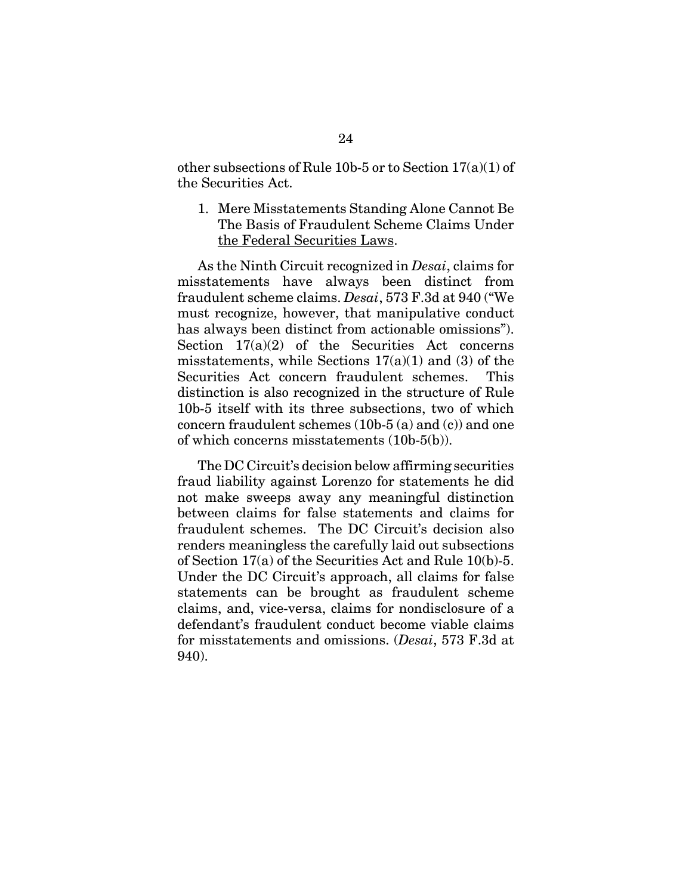other subsections of Rule 10b-5 or to Section 17(a)(1) of the Securities Act.

1. Mere Misstatements Standing Alone Cannot Be The Basis of Fraudulent Scheme Claims Under the Federal Securities Laws.

As the Ninth Circuit recognized in *Desai*, claims for misstatements have always been distinct from fraudulent scheme claims. *Desai*, 573 F.3d at 940 ("We must recognize, however, that manipulative conduct has always been distinct from actionable omissions"). Section 17(a)(2) of the Securities Act concerns misstatements, while Sections 17(a)(1) and (3) of the Securities Act concern fraudulent schemes. This distinction is also recognized in the structure of Rule 10b-5 itself with its three subsections, two of which concern fraudulent schemes (10b-5 (a) and (c)) and one of which concerns misstatements (10b-5(b)).

The DC Circuit's decision below affirming securities fraud liability against Lorenzo for statements he did not make sweeps away any meaningful distinction between claims for false statements and claims for fraudulent schemes. The DC Circuit's decision also renders meaningless the carefully laid out subsections of Section 17(a) of the Securities Act and Rule 10(b)-5. Under the DC Circuit's approach, all claims for false statements can be brought as fraudulent scheme claims, and, vice-versa, claims for nondisclosure of a defendant's fraudulent conduct become viable claims for misstatements and omissions. (*Desai*, 573 F.3d at 940).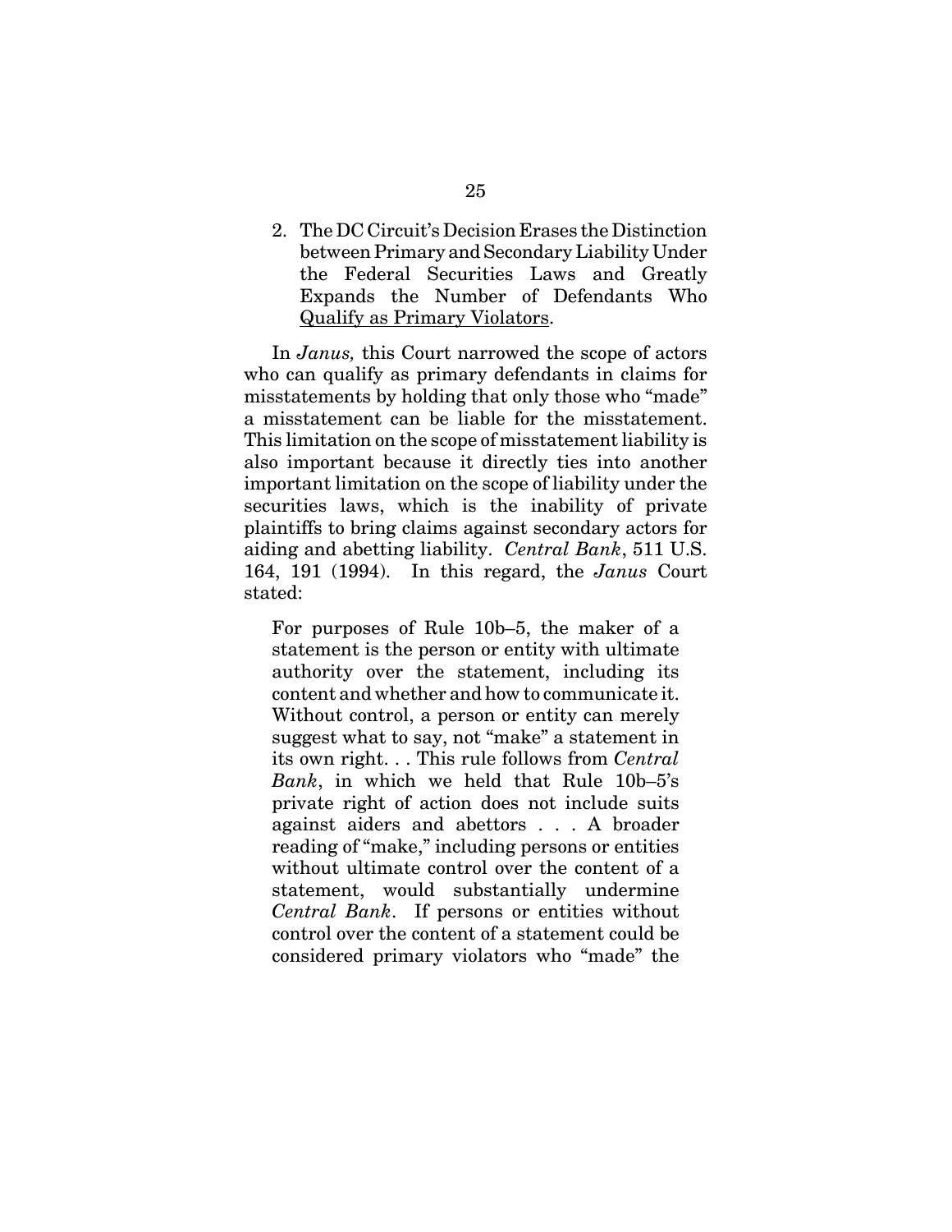2. The DC Circuit's Decision Erases the Distinction between Primary and Secondary Liability Under the Federal Securities Laws and Greatly Expands the Number of Defendants Who Qualify as Primary Violators.

In *Janus,* this Court narrowed the scope of actors who can qualify as primary defendants in claims for misstatements by holding that only those who "made" a misstatement can be liable for the misstatement. This limitation on the scope of misstatement liability is also important because it directly ties into another important limitation on the scope of liability under the securities laws, which is the inability of private plaintiffs to bring claims against secondary actors for aiding and abetting liability. *Central Bank*, 511 U.S. 164, 191 (1994). In this regard, the *Janus* Court stated:

> For purposes of Rule 10b–5, the maker of a statement is the person or entity with ultimate authority over the statement, including its content and whether and how to communicate it. Without control, a person or entity can merely suggest what to say, not "make" a statement in its own right. . . This rule follows from *Central Bank*, in which we held that Rule 10b–5's private right of action does not include suits against aiders and abettors . . . A broader reading of "make," including persons or entities without ultimate control over the content of a statement, would substantially undermine *Central Bank*. If persons or entities without control over the content of a statement could be considered primary violators who "made" the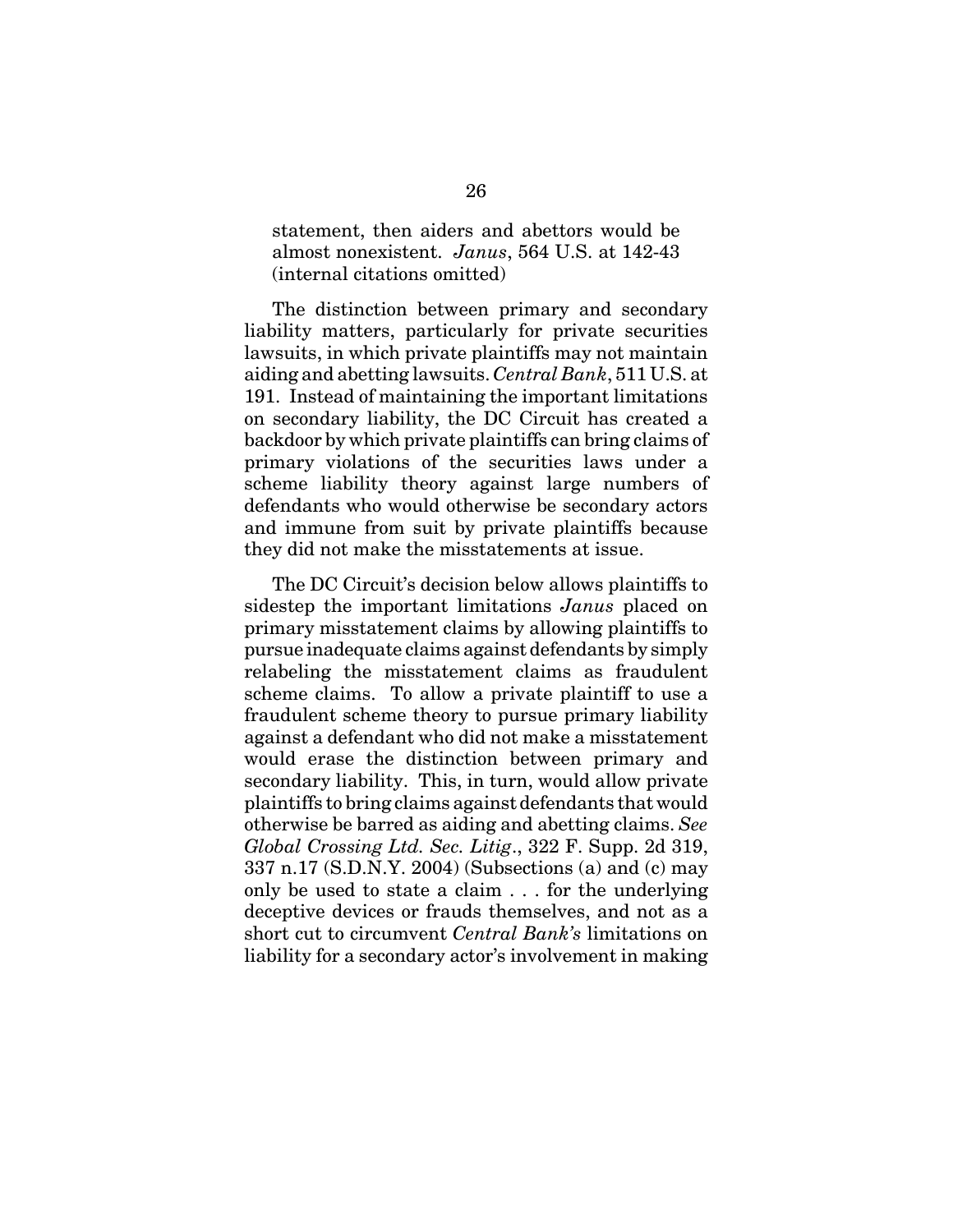> statement, then aiders and abettors would be almost nonexistent. *Janus*, 564 U.S. at 142-43 (internal citations omitted)

The distinction between primary and secondary liability matters, particularly for private securities lawsuits, in which private plaintiffs may not maintain aiding and abetting lawsuits. *Central Bank*, 511 U.S. at 191. Instead of maintaining the important limitations on secondary liability, the DC Circuit has created a backdoor by which private plaintiffs can bring claims of primary violations of the securities laws under a scheme liability theory against large numbers of defendants who would otherwise be secondary actors and immune from suit by private plaintiffs because they did not make the misstatements at issue.

The DC Circuit's decision below allows plaintiffs to sidestep the important limitations *Janus* placed on primary misstatement claims by allowing plaintiffs to pursue inadequate claims against defendants by simply relabeling the misstatement claims as fraudulent scheme claims. To allow a private plaintiff to use a fraudulent scheme theory to pursue primary liability against a defendant who did not make a misstatement would erase the distinction between primary and secondary liability. This, in turn, would allow private plaintiffs to bring claims against defendants that would otherwise be barred as aiding and abetting claims. *See Global Crossing Ltd. Sec. Litig*., 322 F. Supp. 2d 319, 337 n.17 (S.D.N.Y. 2004) (Subsections (a) and (c) may only be used to state a claim . . . for the underlying deceptive devices or frauds themselves, and not as a short cut to circumvent *Central Bank's* limitations on liability for a secondary actor's involvement in making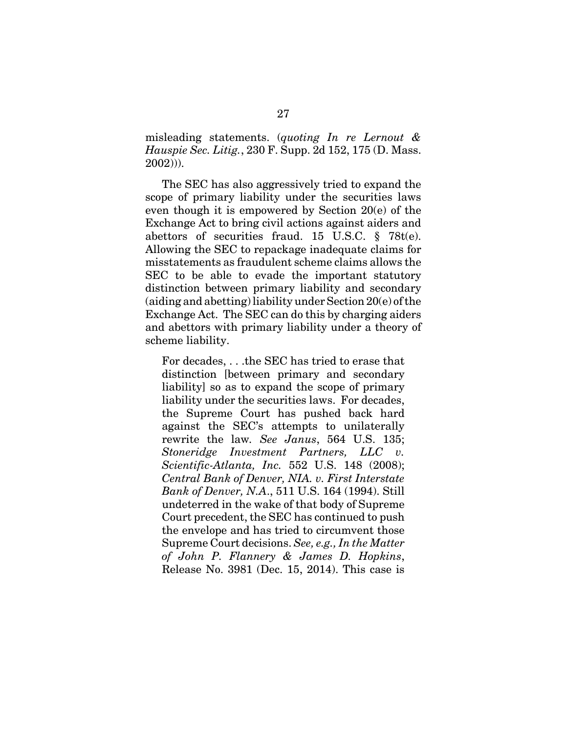misleading statements. (*quoting In re Lernout & Hauspie Sec. Litig.*, 230 F. Supp. 2d 152, 175 (D. Mass. 2002))).

The SEC has also aggressively tried to expand the scope of primary liability under the securities laws even though it is empowered by Section 20(e) of the Exchange Act to bring civil actions against aiders and abettors of securities fraud. 15 U.S.C. § 78t(e). Allowing the SEC to repackage inadequate claims for misstatements as fraudulent scheme claims allows the SEC to be able to evade the important statutory distinction between primary liability and secondary (aiding and abetting) liability under Section 20(e) of the Exchange Act. The SEC can do this by charging aiders and abettors with primary liability under a theory of scheme liability.

> For decades, . . .the SEC has tried to erase that distinction [between primary and secondary liability] so as to expand the scope of primary liability under the securities laws. For decades, the Supreme Court has pushed back hard against the SEC's attempts to unilaterally rewrite the law. *See Janus*, 564 U.S. 135; *Stoneridge Investment Partners, LLC v. Scientific-Atlanta, Inc.* 552 U.S. 148 (2008); *Central Bank of Denver, NIA. v. First Interstate Bank of Denver, N.A.*, 511 U.S. 164 (1994). Still undeterred in the wake of that body of Supreme Court precedent, the SEC has continued to push the envelope and has tried to circumvent those Supreme Court decisions. *See, e.g., In the Matter of John P. Flannery & James D. Hopkins*, Release No. 3981 (Dec. 15, 2014). This case is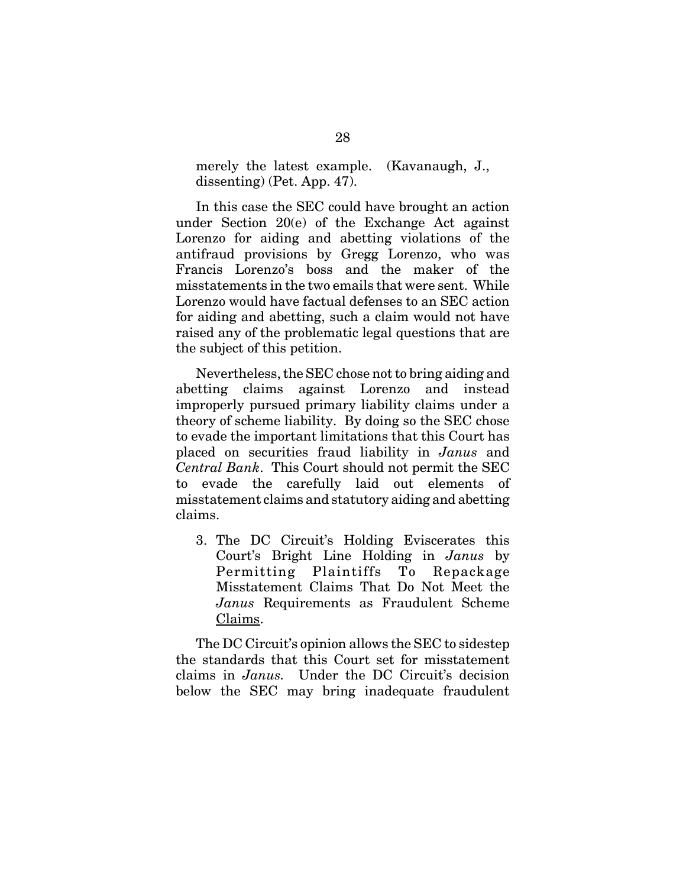merely the latest example. (Kavanaugh, J., dissenting) (Pet. App. 47).

In this case the SEC could have brought an action under Section 20(e) of the Exchange Act against Lorenzo for aiding and abetting violations of the antifraud provisions by Gregg Lorenzo, who was Francis Lorenzo's boss and the maker of the misstatements in the two emails that were sent. While Lorenzo would have factual defenses to an SEC action for aiding and abetting, such a claim would not have raised any of the problematic legal questions that are the subject of this petition.

Nevertheless, the SEC chose not to bring aiding and abetting claims against Lorenzo and instead improperly pursued primary liability claims under a theory of scheme liability. By doing so the SEC chose to evade the important limitations that this Court has placed on securities fraud liability in *Janus* and *Central Bank*. This Court should not permit the SEC to evade the carefully laid out elements of misstatement claims and statutory aiding and abetting claims.

3. The DC Circuit's Holding Eviscerates this Court's Bright Line Holding in *Janus* by Permitting Plaintiffs To Repackage Misstatement Claims That Do Not Meet the *Janus* Requirements as Fraudulent Scheme Claims.

The DC Circuit's opinion allows the SEC to sidestep the standards that this Court set for misstatement claims in *Janus.* Under the DC Circuit's decision below the SEC may bring inadequate fraudulent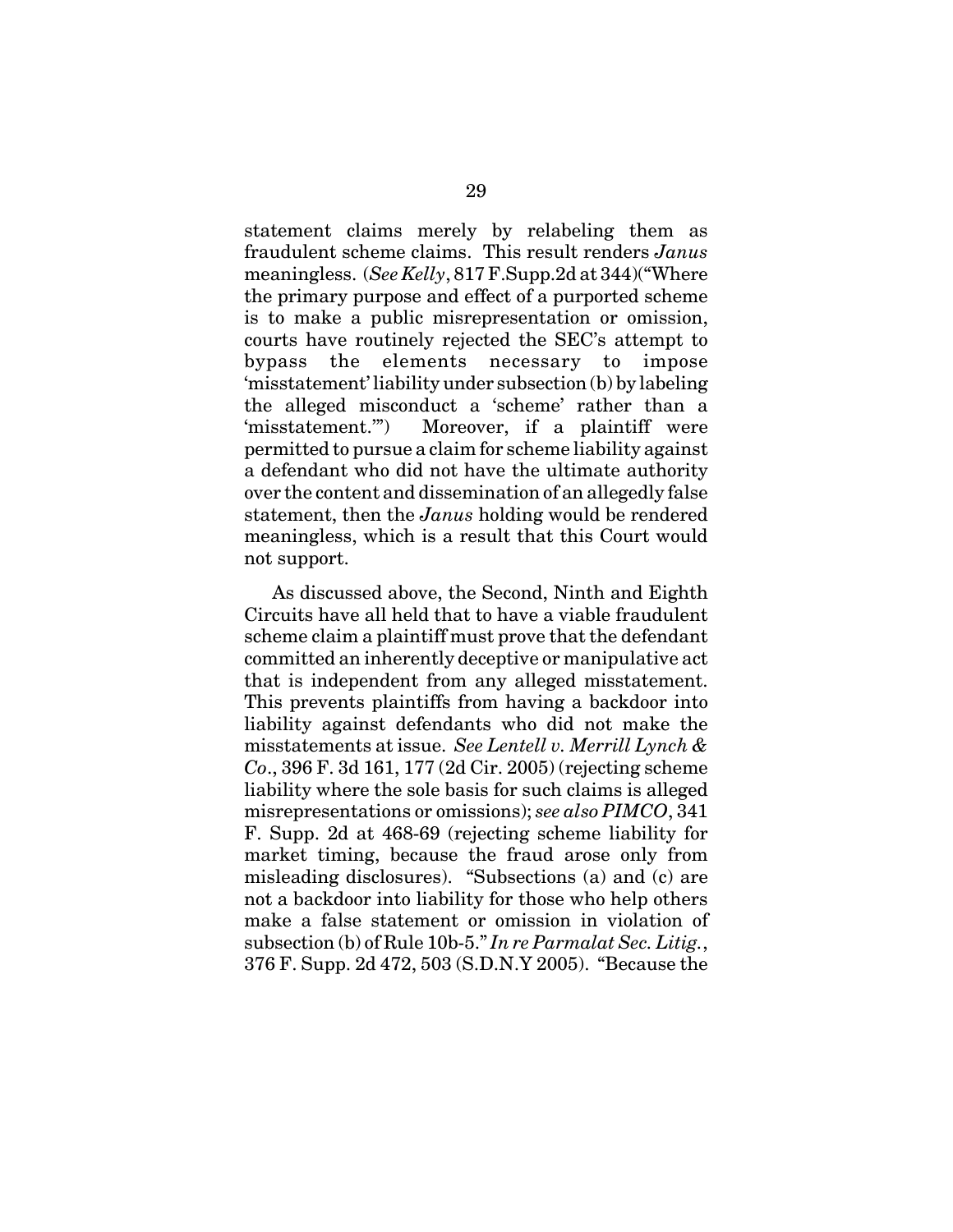statement claims merely by relabeling them as fraudulent scheme claims. This result renders *Janus* meaningless. (*See Kelly*, 817 F.Supp.2d at 344)("Where the primary purpose and effect of a purported scheme is to make a public misrepresentation or omission, courts have routinely rejected the SEC's attempt to bypass the elements necessary to impose 'misstatement' liability under subsection (b) by labeling the alleged misconduct a 'scheme' rather than a 'misstatement.'") Moreover, if a plaintiff were permitted to pursue a claim for scheme liability against a defendant who did not have the ultimate authority over the content and dissemination of an allegedly false statement, then the *Janus* holding would be rendered meaningless, which is a result that this Court would not support.

As discussed above, the Second, Ninth and Eighth Circuits have all held that to have a viable fraudulent scheme claim a plaintiff must prove that the defendant committed an inherently deceptive or manipulative act that is independent from any alleged misstatement. This prevents plaintiffs from having a backdoor into liability against defendants who did not make the misstatements at issue. *See Lentell v. Merrill Lynch & Co*., 396 F. 3d 161, 177 (2d Cir. 2005) (rejecting scheme liability where the sole basis for such claims is alleged misrepresentations or omissions); *see also PIMCO*, 341 F. Supp. 2d at 468-69 (rejecting scheme liability for market timing, because the fraud arose only from misleading disclosures). "Subsections (a) and (c) are not a backdoor into liability for those who help others make a false statement or omission in violation of subsection (b) of Rule 10b-5." *In re Parmalat Sec. Litig.*, 376 F. Supp. 2d 472, 503 (S.D.N.Y 2005). "Because the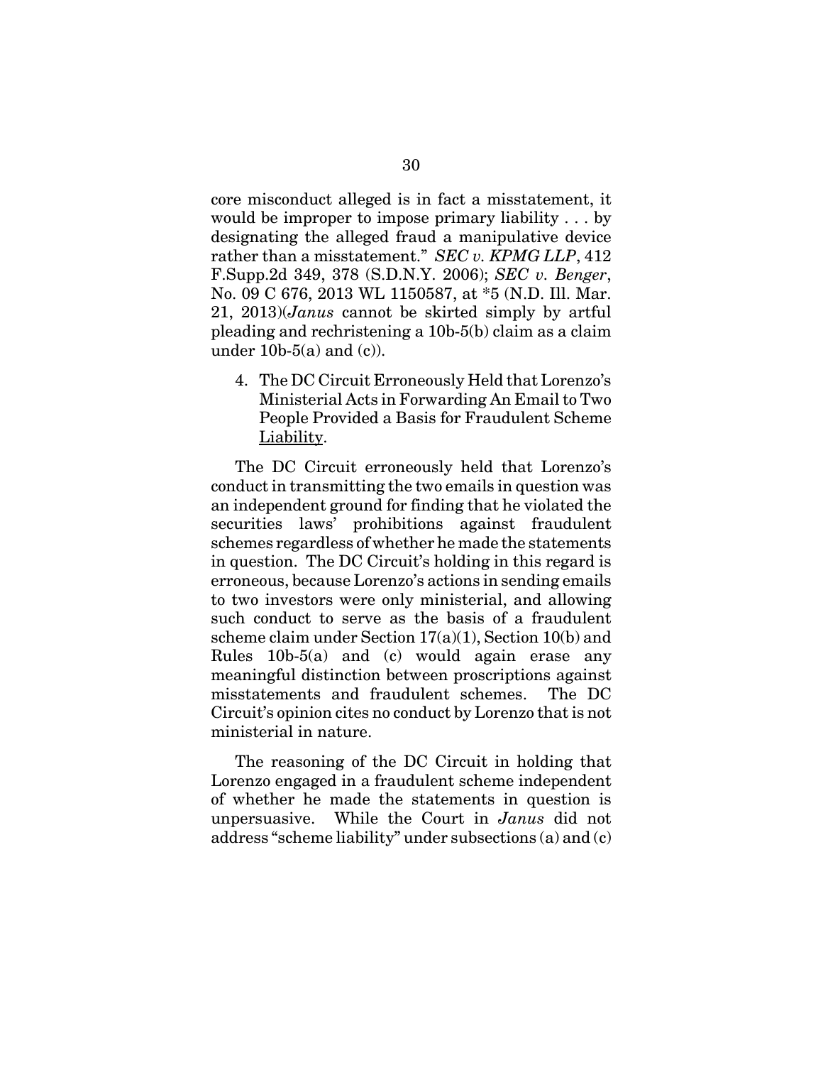core misconduct alleged is in fact a misstatement, it would be improper to impose primary liability . . . by designating the alleged fraud a manipulative device rather than a misstatement." *SEC v. KPMG LLP*, 412 F.Supp.2d 349, 378 (S.D.N.Y. 2006); *SEC v. Benger*, No. 09 C 676, 2013 WL 1150587, at *5 (N.D. Ill. Mar. 21, 2013)(*Janus* cannot be skirted simply by artful pleading and rechristening a 10b-5(b) claim as a claim under 10b-5(a) and (c)).

4. The DC Circuit Erroneously Held that Lorenzo's Ministerial Acts in Forwarding An Email to Two People Provided a Basis for Fraudulent Scheme Liability.

The DC Circuit erroneously held that Lorenzo's conduct in transmitting the two emails in question was an independent ground for finding that he violated the securities laws' prohibitions against fraudulent schemes regardless of whether he made the statements in question. The DC Circuit's holding in this regard is erroneous, because Lorenzo's actions in sending emails to two investors were only ministerial, and allowing such conduct to serve as the basis of a fraudulent scheme claim under Section 17(a)(1), Section 10(b) and Rules 10b-5(a) and (c) would again erase any meaningful distinction between proscriptions against misstatements and fraudulent schemes. The DC Circuit's opinion cites no conduct by Lorenzo that is not ministerial in nature.

The reasoning of the DC Circuit in holding that Lorenzo engaged in a fraudulent scheme independent of whether he made the statements in question is unpersuasive. While the Court in *Janus* did not address "scheme liability" under subsections (a) and (c)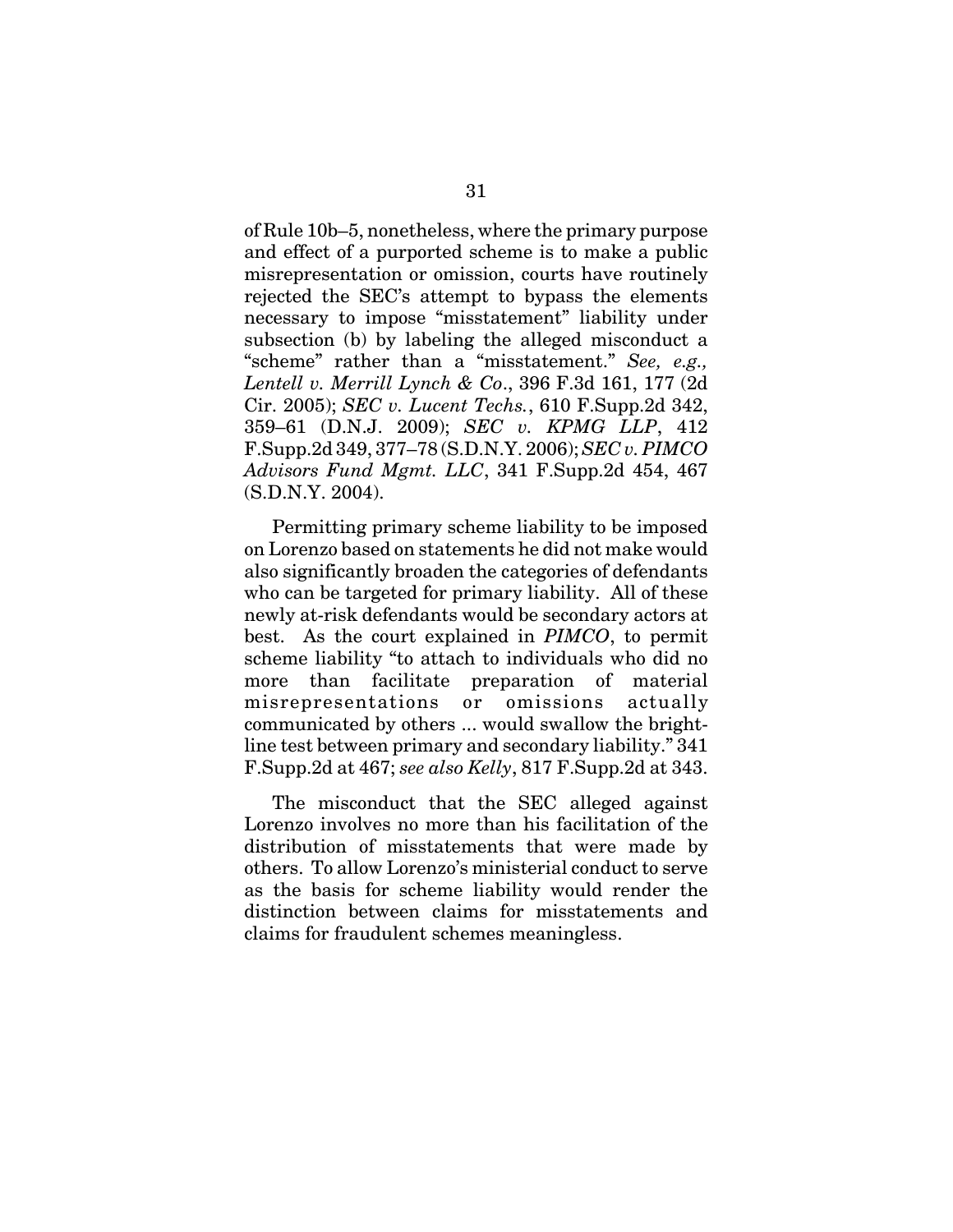of Rule 10b–5, nonetheless, where the primary purpose and effect of a purported scheme is to make a public misrepresentation or omission, courts have routinely rejected the SEC's attempt to bypass the elements necessary to impose "misstatement" liability under subsection (b) by labeling the alleged misconduct a "scheme" rather than a "misstatement." *See, e.g., Lentell v. Merrill Lynch & Co*., 396 F.3d 161, 177 (2d Cir. 2005); *SEC v. Lucent Techs.*, 610 F.Supp.2d 342, 359–61 (D.N.J. 2009); *SEC v. KPMG LLP*, 412 F.Supp.2d 349, 377–78 (S.D.N.Y. 2006); *SEC v. PIMCO Advisors Fund Mgmt. LLC*, 341 F.Supp.2d 454, 467 (S.D.N.Y. 2004).

Permitting primary scheme liability to be imposed on Lorenzo based on statements he did not make would also significantly broaden the categories of defendants who can be targeted for primary liability. All of these newly at-risk defendants would be secondary actors at best. As the court explained in *PIMCO*, to permit scheme liability "to attach to individuals who did no more than facilitate preparation of material misrepresentations or omissions actually communicated by others ... would swallow the bright-line test between primary and secondary liability." 341 F.Supp.2d at 467; *see also Kelly*, 817 F.Supp.2d at 343.

The misconduct that the SEC alleged against Lorenzo involves no more than his facilitation of the distribution of misstatements that were made by others. To allow Lorenzo's ministerial conduct to serve as the basis for scheme liability would render the distinction between claims for misstatements and claims for fraudulent schemes meaningless.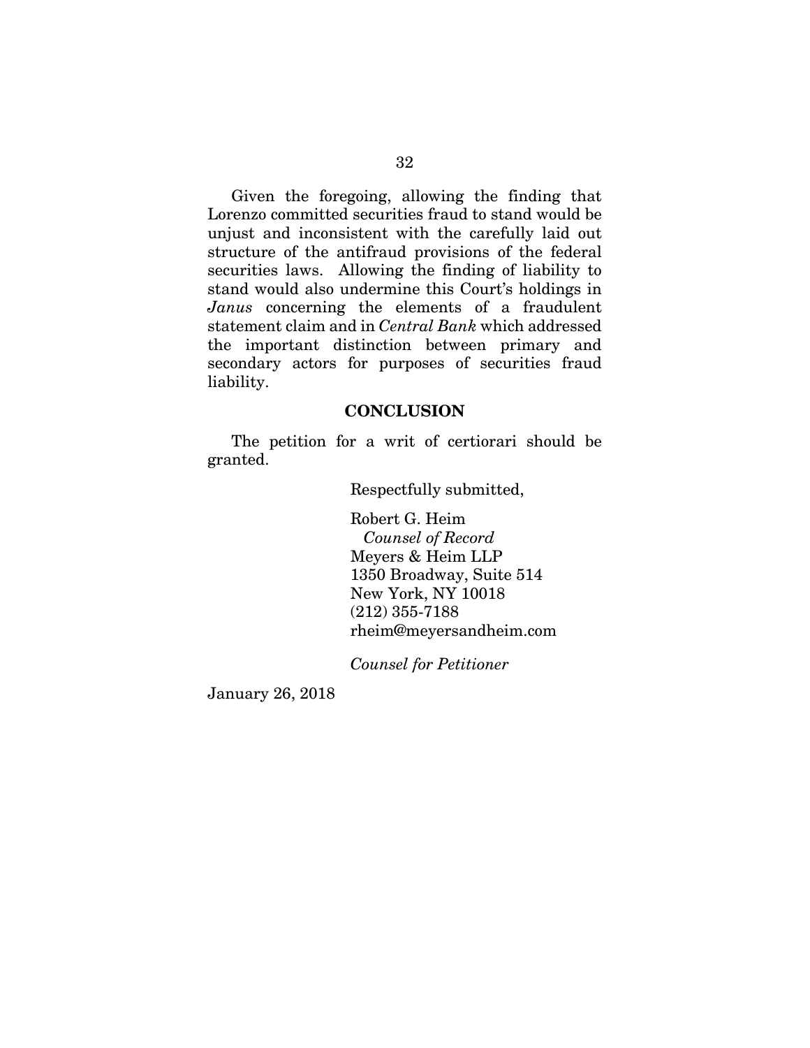Given the foregoing, allowing the finding that Lorenzo committed securities fraud to stand would be unjust and inconsistent with the carefully laid out structure of the antifraud provisions of the federal securities laws. Allowing the finding of liability to stand would also undermine this Court's holdings in *Janus* concerning the elements of a fraudulent statement claim and in *Central Bank* which addressed the important distinction between primary and secondary actors for purposes of securities fraud liability.

## CONCLUSION

The petition for a writ of certiorari should be granted.

Respectfully submitted,

Robert G. Heim
*Counsel of Record*
Meyers & Heim LLP
1350 Broadway, Suite 514
New York, NY 10018
(212) 355-7188
rheim@meyersandheim.com

*Counsel for Petitioner*

January 26, 2018